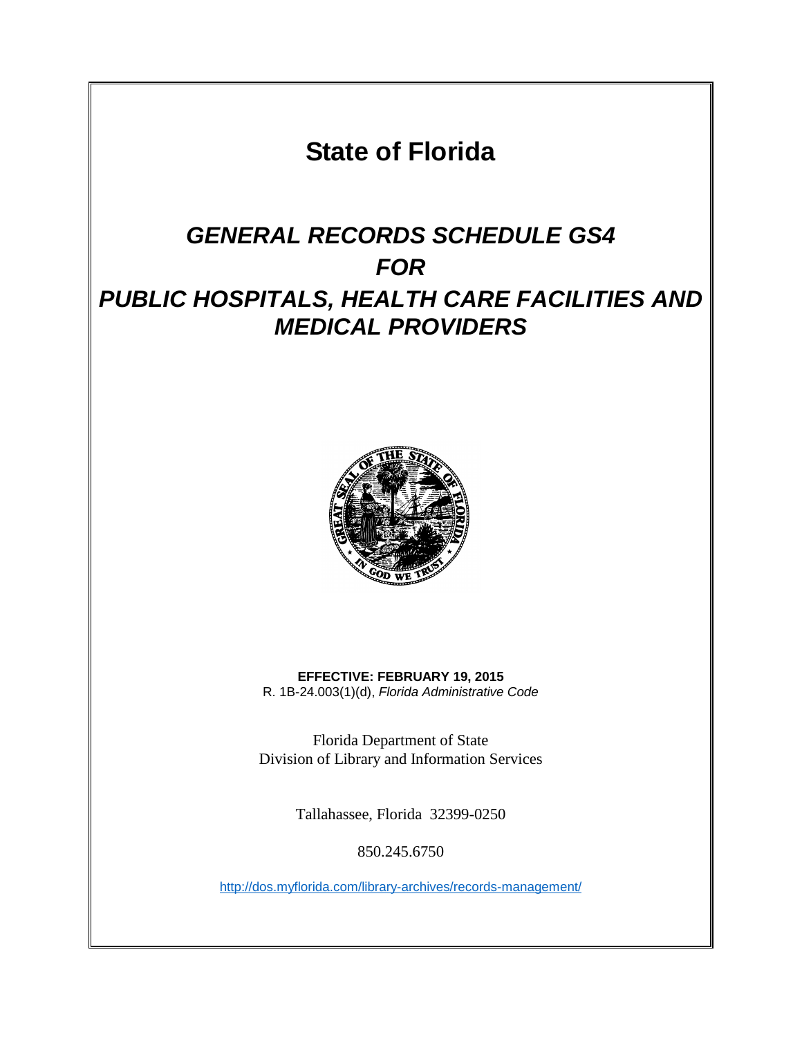# State of Florida

## *GENERAL RECORDS SCHEDULE GS4*
## *FOR*
## *PUBLIC HOSPITALS, HEALTH CARE FACILITIES AND MEDICAL PROVIDERS*

**EFFECTIVE: FEBRUARY 19, 2015**
R. 1B-24.003(1)(d), *Florida Administrative Code*

Florida Department of State
Division of Library and Information Services

Tallahassee, Florida 32399-0250

850.245.6750

http://dos.myflorida.com/library-archives/records-management/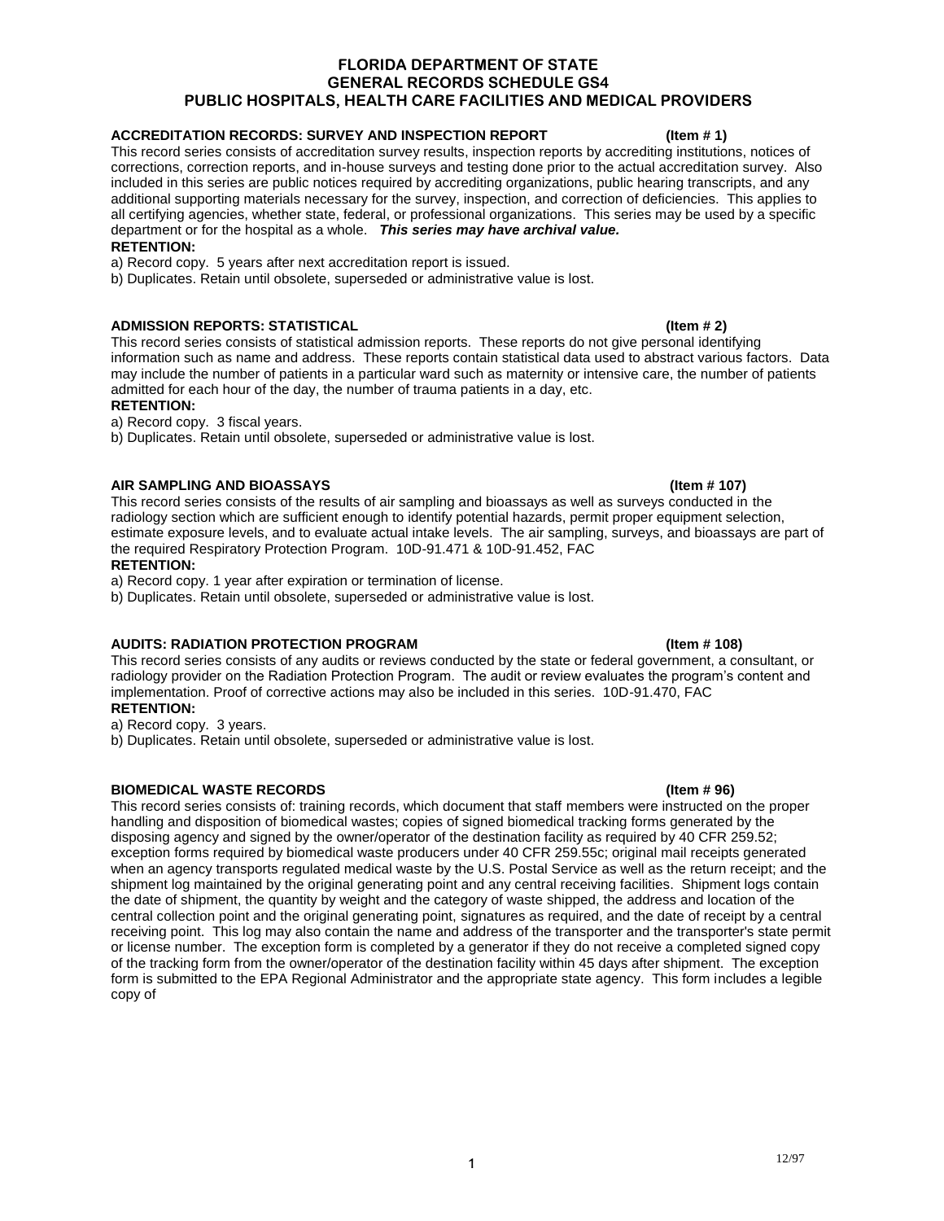# FLORIDA DEPARTMENT OF STATE
# GENERAL RECORDS SCHEDULE GS4
# PUBLIC HOSPITALS, HEALTH CARE FACILITIES AND MEDICAL PROVIDERS

**ACCREDITATION RECORDS: SURVEY AND INSPECTION REPORT (Item # 1)**

This record series consists of accreditation survey results, inspection reports by accrediting institutions, notices of corrections, correction reports, and in-house surveys and testing done prior to the actual accreditation survey. Also included in this series are public notices required by accrediting organizations, public hearing transcripts, and any additional supporting materials necessary for the survey, inspection, and correction of deficiencies. This applies to all certifying agencies, whether state, federal, or professional organizations. This series may be used by a specific department or for the hospital as a whole. ***This series may have archival value.***

**RETENTION:**

a) Record copy. 5 years after next accreditation report is issued.

b) Duplicates. Retain until obsolete, superseded or administrative value is lost.

**ADMISSION REPORTS: STATISTICAL (Item # 2)**

This record series consists of statistical admission reports. These reports do not give personal identifying information such as name and address. These reports contain statistical data used to abstract various factors. Data may include the number of patients in a particular ward such as maternity or intensive care, the number of patients admitted for each hour of the day, the number of trauma patients in a day, etc.

**RETENTION:**

a) Record copy. 3 fiscal years.

b) Duplicates. Retain until obsolete, superseded or administrative value is lost.

**AIR SAMPLING AND BIOASSAYS (Item # 107)**

This record series consists of the results of air sampling and bioassays as well as surveys conducted in the radiology section which are sufficient enough to identify potential hazards, permit proper equipment selection, estimate exposure levels, and to evaluate actual intake levels. The air sampling, surveys, and bioassays are part of the required Respiratory Protection Program. 10D-91.471 & 10D-91.452, FAC

**RETENTION:**

a) Record copy. 1 year after expiration or termination of license.

b) Duplicates. Retain until obsolete, superseded or administrative value is lost.

**AUDITS: RADIATION PROTECTION PROGRAM (Item # 108)**

This record series consists of any audits or reviews conducted by the state or federal government, a consultant, or radiology provider on the Radiation Protection Program. The audit or review evaluates the program's content and implementation. Proof of corrective actions may also be included in this series. 10D-91.470, FAC

**RETENTION:**

a) Record copy. 3 years.

b) Duplicates. Retain until obsolete, superseded or administrative value is lost.

**BIOMEDICAL WASTE RECORDS (Item # 96)**

This record series consists of: training records, which document that staff members were instructed on the proper handling and disposition of biomedical wastes; copies of signed biomedical tracking forms generated by the disposing agency and signed by the owner/operator of the destination facility as required by 40 CFR 259.52; exception forms required by biomedical waste producers under 40 CFR 259.55c; original mail receipts generated when an agency transports regulated medical waste by the U.S. Postal Service as well as the return receipt; and the shipment log maintained by the original generating point and any central receiving facilities. Shipment logs contain the date of shipment, the quantity by weight and the category of waste shipped, the address and location of the central collection point and the original generating point, signatures as required, and the date of receipt by a central receiving point. This log may also contain the name and address of the transporter and the transporter's state permit or license number. The exception form is completed by a generator if they do not receive a completed signed copy of the tracking form from the owner/operator of the destination facility within 45 days after shipment. The exception form is submitted to the EPA Regional Administrator and the appropriate state agency. This form includes a legible copy of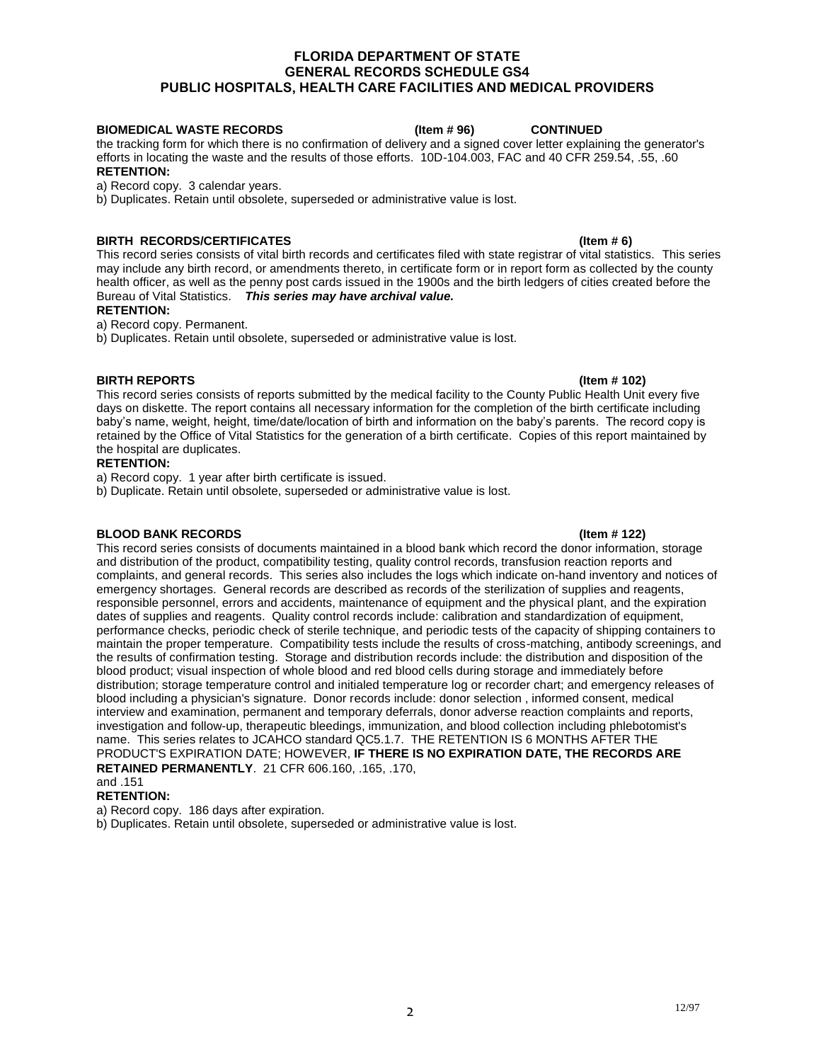**BIOMEDICAL WASTE RECORDS (Item # 96) CONTINUED**

the tracking form for which there is no confirmation of delivery and a signed cover letter explaining the generator's efforts in locating the waste and the results of those efforts. 10D-104.003, FAC and 40 CFR 259.54, .55, .60

**RETENTION:**

a) Record copy. 3 calendar years.

b) Duplicates. Retain until obsolete, superseded or administrative value is lost.

**BIRTH RECORDS/CERTIFICATES (Item # 6)**

This record series consists of vital birth records and certificates filed with state registrar of vital statistics. This series may include any birth record, or amendments thereto, in certificate form or in report form as collected by the county health officer, as well as the penny post cards issued in the 1900s and the birth ledgers of cities created before the Bureau of Vital Statistics. ***This series may have archival value.***

**RETENTION:**

a) Record copy. Permanent.

b) Duplicates. Retain until obsolete, superseded or administrative value is lost.

**BIRTH REPORTS (Item # 102)**

This record series consists of reports submitted by the medical facility to the County Public Health Unit every five days on diskette. The report contains all necessary information for the completion of the birth certificate including baby's name, weight, height, time/date/location of birth and information on the baby's parents. The record copy is retained by the Office of Vital Statistics for the generation of a birth certificate. Copies of this report maintained by the hospital are duplicates.

**RETENTION:**

a) Record copy. 1 year after birth certificate is issued.

b) Duplicate. Retain until obsolete, superseded or administrative value is lost.

**BLOOD BANK RECORDS (Item # 122)**

This record series consists of documents maintained in a blood bank which record the donor information, storage and distribution of the product, compatibility testing, quality control records, transfusion reaction reports and complaints, and general records. This series also includes the logs which indicate on-hand inventory and notices of emergency shortages. General records are described as records of the sterilization of supplies and reagents, responsible personnel, errors and accidents, maintenance of equipment and the physical plant, and the expiration dates of supplies and reagents. Quality control records include: calibration and standardization of equipment, performance checks, periodic check of sterile technique, and periodic tests of the capacity of shipping containers to maintain the proper temperature. Compatibility tests include the results of cross-matching, antibody screenings, and the results of confirmation testing. Storage and distribution records include: the distribution and disposition of the blood product; visual inspection of whole blood and red blood cells during storage and immediately before distribution; storage temperature control and initialed temperature log or recorder chart; and emergency releases of blood including a physician's signature. Donor records include: donor selection , informed consent, medical interview and examination, permanent and temporary deferrals, donor adverse reaction complaints and reports, investigation and follow-up, therapeutic bleedings, immunization, and blood collection including phlebotomist's name. This series relates to JCAHCO standard QC5.1.7. THE RETENTION IS 6 MONTHS AFTER THE PRODUCT'S EXPIRATION DATE; HOWEVER, **IF THERE IS NO EXPIRATION DATE, THE RECORDS ARE RETAINED PERMANENTLY**. 21 CFR 606.160, .165, .170, and .151

**RETENTION:**

a) Record copy. 186 days after expiration.

b) Duplicates. Retain until obsolete, superseded or administrative value is lost.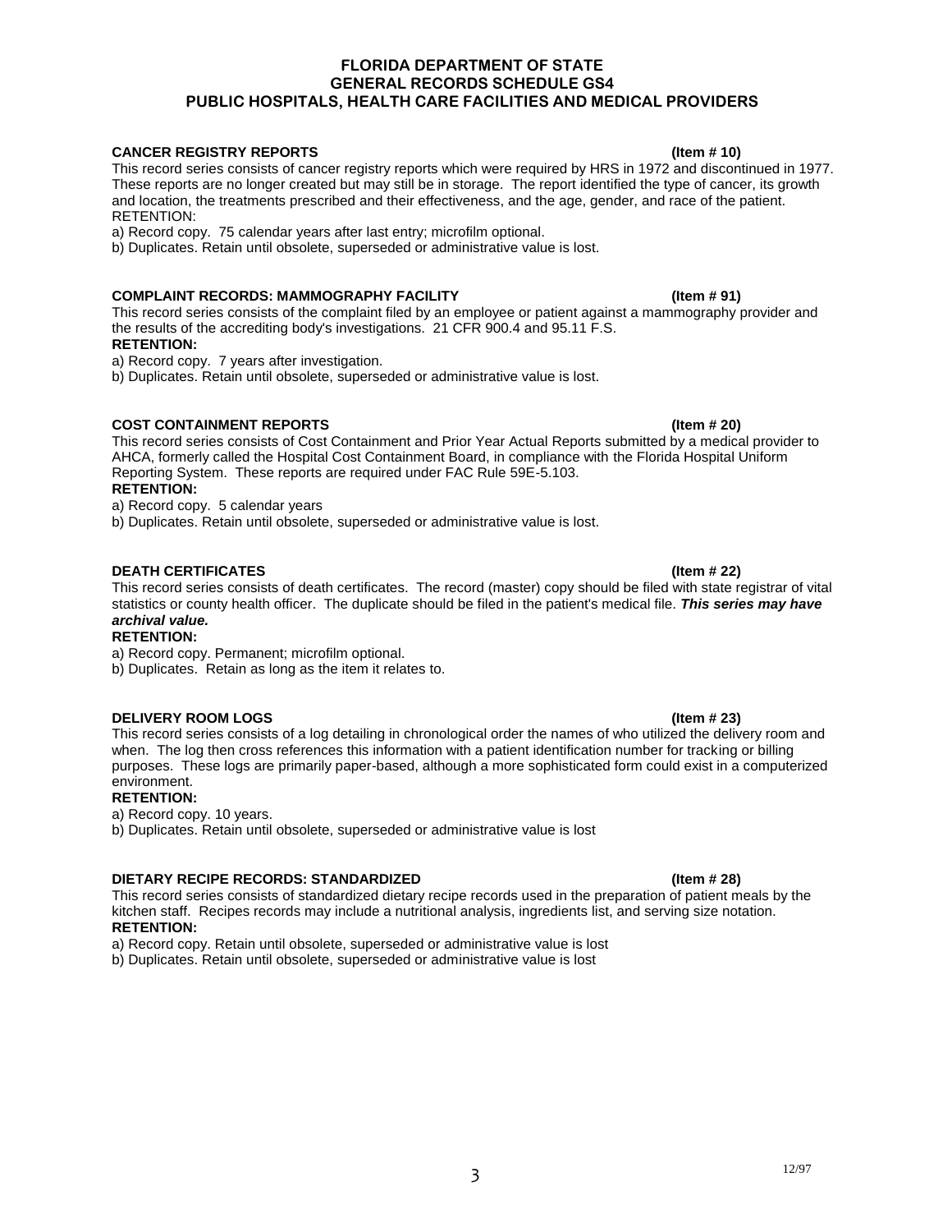### CANCER REGISTRY REPORTS (Item # 10)

This record series consists of cancer registry reports which were required by HRS in 1972 and discontinued in 1977. These reports are no longer created but may still be in storage. The report identified the type of cancer, its growth and location, the treatments prescribed and their effectiveness, and the age, gender, and race of the patient.

RETENTION:

a) Record copy. 75 calendar years after last entry; microfilm optional.

b) Duplicates. Retain until obsolete, superseded or administrative value is lost.

### COMPLAINT RECORDS: MAMMOGRAPHY FACILITY (Item # 91)

This record series consists of the complaint filed by an employee or patient against a mammography provider and the results of the accrediting body's investigations. 21 CFR 900.4 and 95.11 F.S.

**RETENTION:**

a) Record copy. 7 years after investigation.

b) Duplicates. Retain until obsolete, superseded or administrative value is lost.

### COST CONTAINMENT REPORTS (Item # 20)

This record series consists of Cost Containment and Prior Year Actual Reports submitted by a medical provider to AHCA, formerly called the Hospital Cost Containment Board, in compliance with the Florida Hospital Uniform Reporting System. These reports are required under FAC Rule 59E-5.103.

**RETENTION:**

a) Record copy. 5 calendar years

b) Duplicates. Retain until obsolete, superseded or administrative value is lost.

### DEATH CERTIFICATES (Item # 22)

This record series consists of death certificates. The record (master) copy should be filed with state registrar of vital statistics or county health officer. The duplicate should be filed in the patient's medical file. ***This series may have archival value.***

**RETENTION:**

a) Record copy. Permanent; microfilm optional.

b) Duplicates. Retain as long as the item it relates to.

### DELIVERY ROOM LOGS (Item # 23)

This record series consists of a log detailing in chronological order the names of who utilized the delivery room and when. The log then cross references this information with a patient identification number for tracking or billing purposes. These logs are primarily paper-based, although a more sophisticated form could exist in a computerized environment.

**RETENTION:**

a) Record copy. 10 years.

b) Duplicates. Retain until obsolete, superseded or administrative value is lost

### DIETARY RECIPE RECORDS: STANDARDIZED (Item # 28)

This record series consists of standardized dietary recipe records used in the preparation of patient meals by the kitchen staff. Recipes records may include a nutritional analysis, ingredients list, and serving size notation.

**RETENTION:**

a) Record copy. Retain until obsolete, superseded or administrative value is lost

b) Duplicates. Retain until obsolete, superseded or administrative value is lost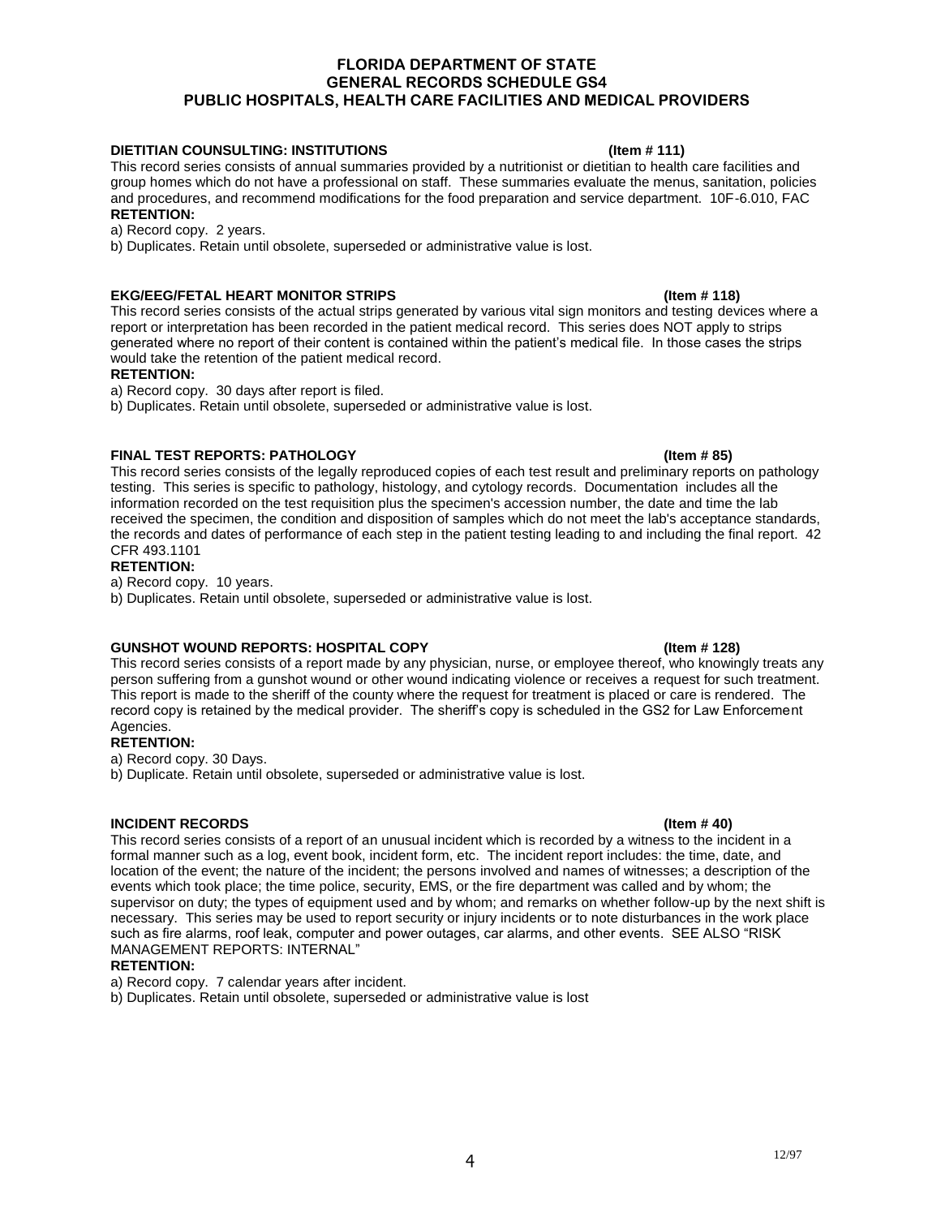**DIETITIAN COUNSULTING: INSTITUTIONS (Item # 111)**

This record series consists of annual summaries provided by a nutritionist or dietitian to health care facilities and group homes which do not have a professional on staff. These summaries evaluate the menus, sanitation, policies and procedures, and recommend modifications for the food preparation and service department. 10F-6.010, FAC

**RETENTION:**

a) Record copy. 2 years.

b) Duplicates. Retain until obsolete, superseded or administrative value is lost.

**EKG/EEG/FETAL HEART MONITOR STRIPS (Item # 118)**

This record series consists of the actual strips generated by various vital sign monitors and testing devices where a report or interpretation has been recorded in the patient medical record. This series does NOT apply to strips generated where no report of their content is contained within the patient's medical file. In those cases the strips would take the retention of the patient medical record.

**RETENTION:**

a) Record copy. 30 days after report is filed.

b) Duplicates. Retain until obsolete, superseded or administrative value is lost.

**FINAL TEST REPORTS: PATHOLOGY (Item # 85)**

This record series consists of the legally reproduced copies of each test result and preliminary reports on pathology testing. This series is specific to pathology, histology, and cytology records. Documentation includes all the information recorded on the test requisition plus the specimen's accession number, the date and time the lab received the specimen, the condition and disposition of samples which do not meet the lab's acceptance standards, the records and dates of performance of each step in the patient testing leading to and including the final report. 42 CFR 493.1101

**RETENTION:**

a) Record copy. 10 years.

b) Duplicates. Retain until obsolete, superseded or administrative value is lost.

**GUNSHOT WOUND REPORTS: HOSPITAL COPY (Item # 128)**

This record series consists of a report made by any physician, nurse, or employee thereof, who knowingly treats any person suffering from a gunshot wound or other wound indicating violence or receives a request for such treatment. This report is made to the sheriff of the county where the request for treatment is placed or care is rendered. The record copy is retained by the medical provider. The sheriff's copy is scheduled in the GS2 for Law Enforcement Agencies.

**RETENTION:**

a) Record copy. 30 Days.

b) Duplicate. Retain until obsolete, superseded or administrative value is lost.

**INCIDENT RECORDS (Item # 40)**

This record series consists of a report of an unusual incident which is recorded by a witness to the incident in a formal manner such as a log, event book, incident form, etc. The incident report includes: the time, date, and location of the event; the nature of the incident; the persons involved and names of witnesses; a description of the events which took place; the time police, security, EMS, or the fire department was called and by whom; the supervisor on duty; the types of equipment used and by whom; and remarks on whether follow-up by the next shift is necessary. This series may be used to report security or injury incidents or to note disturbances in the work place such as fire alarms, roof leak, computer and power outages, car alarms, and other events. SEE ALSO "RISK MANAGEMENT REPORTS: INTERNAL"

**RETENTION:**

a) Record copy. 7 calendar years after incident.

b) Duplicates. Retain until obsolete, superseded or administrative value is lost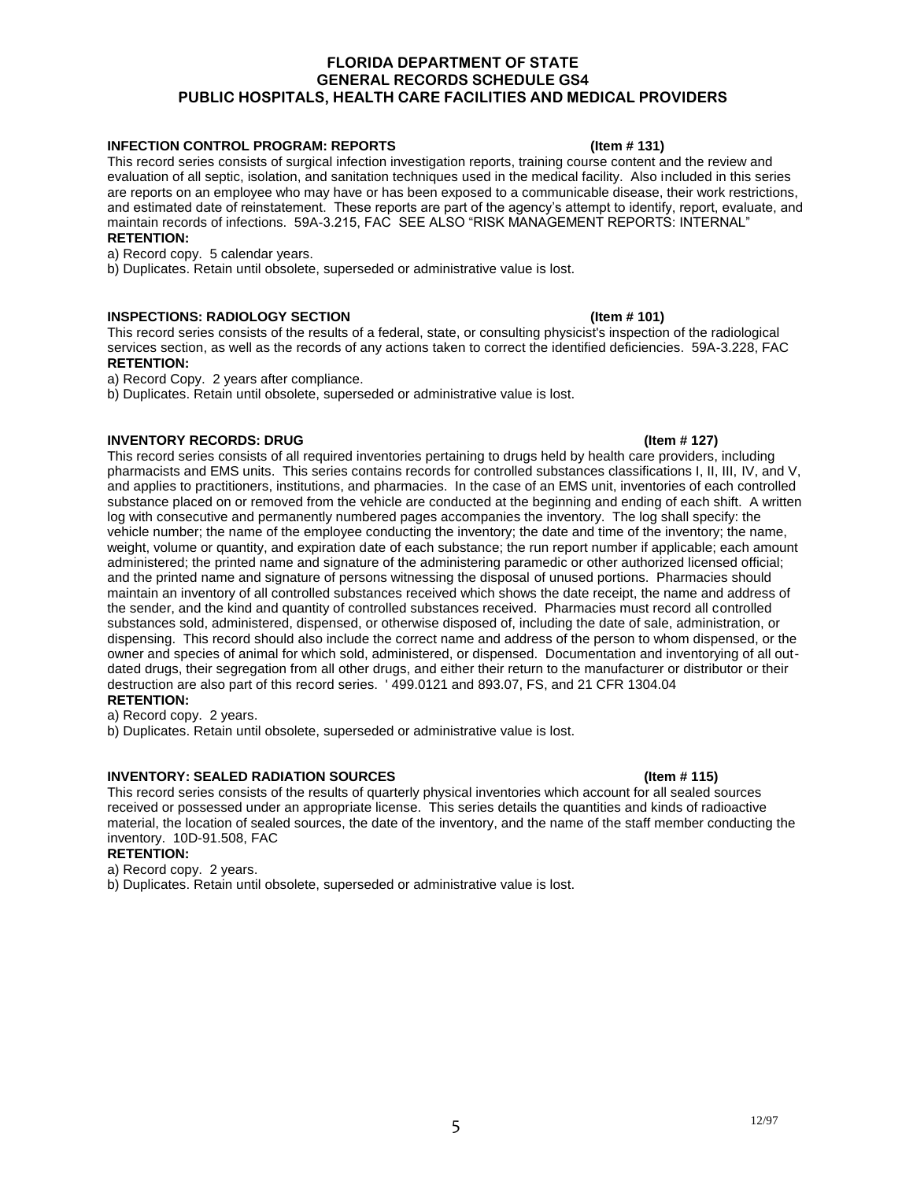**INFECTION CONTROL PROGRAM: REPORTS (Item # 131)**

This record series consists of surgical infection investigation reports, training course content and the review and evaluation of all septic, isolation, and sanitation techniques used in the medical facility. Also included in this series are reports on an employee who may have or has been exposed to a communicable disease, their work restrictions, and estimated date of reinstatement. These reports are part of the agency's attempt to identify, report, evaluate, and maintain records of infections. 59A-3.215, FAC SEE ALSO "RISK MANAGEMENT REPORTS: INTERNAL"

**RETENTION:**

a) Record copy. 5 calendar years.

b) Duplicates. Retain until obsolete, superseded or administrative value is lost.

**INSPECTIONS: RADIOLOGY SECTION (Item # 101)**

This record series consists of the results of a federal, state, or consulting physicist's inspection of the radiological services section, as well as the records of any actions taken to correct the identified deficiencies. 59A-3.228, FAC

**RETENTION:**

a) Record Copy. 2 years after compliance.

b) Duplicates. Retain until obsolete, superseded or administrative value is lost.

**INVENTORY RECORDS: DRUG (Item # 127)**

This record series consists of all required inventories pertaining to drugs held by health care providers, including pharmacists and EMS units. This series contains records for controlled substances classifications I, II, III, IV, and V, and applies to practitioners, institutions, and pharmacies. In the case of an EMS unit, inventories of each controlled substance placed on or removed from the vehicle are conducted at the beginning and ending of each shift. A written log with consecutive and permanently numbered pages accompanies the inventory. The log shall specify: the vehicle number; the name of the employee conducting the inventory; the date and time of the inventory; the name, weight, volume or quantity, and expiration date of each substance; the run report number if applicable; each amount administered; the printed name and signature of the administering paramedic or other authorized licensed official; and the printed name and signature of persons witnessing the disposal of unused portions. Pharmacies should maintain an inventory of all controlled substances received which shows the date receipt, the name and address of the sender, and the kind and quantity of controlled substances received. Pharmacies must record all controlled substances sold, administered, dispensed, or otherwise disposed of, including the date of sale, administration, or dispensing. This record should also include the correct name and address of the person to whom dispensed, or the owner and species of animal for which sold, administered, or dispensed. Documentation and inventorying of all out-dated drugs, their segregation from all other drugs, and either their return to the manufacturer or distributor or their destruction are also part of this record series. ' 499.0121 and 893.07, FS, and 21 CFR 1304.04

**RETENTION:**

a) Record copy. 2 years.

b) Duplicates. Retain until obsolete, superseded or administrative value is lost.

**INVENTORY: SEALED RADIATION SOURCES (Item # 115)**

This record series consists of the results of quarterly physical inventories which account for all sealed sources received or possessed under an appropriate license. This series details the quantities and kinds of radioactive material, the location of sealed sources, the date of the inventory, and the name of the staff member conducting the inventory. 10D-91.508, FAC

**RETENTION:**

a) Record copy. 2 years.

b) Duplicates. Retain until obsolete, superseded or administrative value is lost.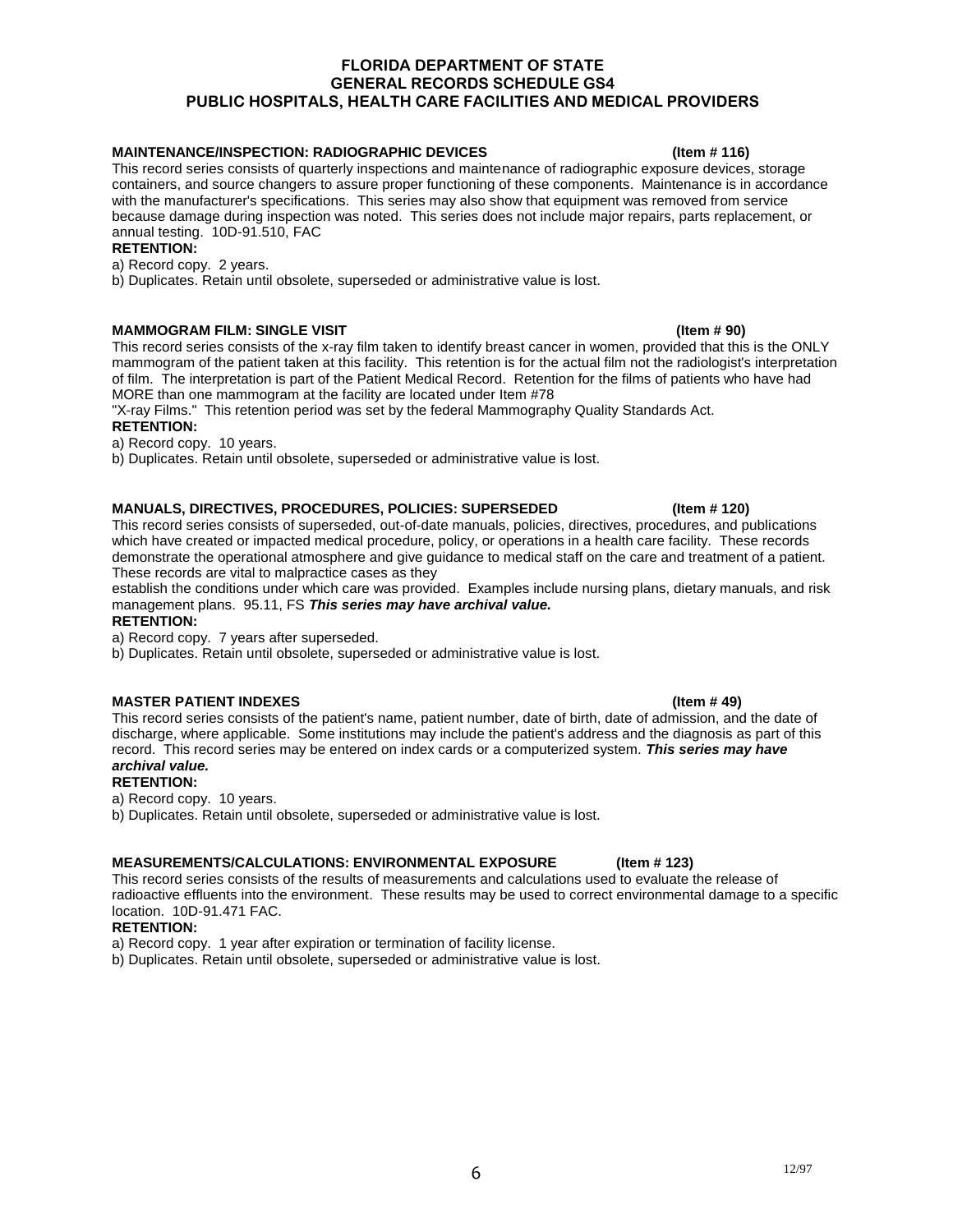**MAINTENANCE/INSPECTION: RADIOGRAPHIC DEVICES (Item # 116)**

This record series consists of quarterly inspections and maintenance of radiographic exposure devices, storage containers, and source changers to assure proper functioning of these components. Maintenance is in accordance with the manufacturer's specifications. This series may also show that equipment was removed from service because damage during inspection was noted. This series does not include major repairs, parts replacement, or annual testing. 10D-91.510, FAC

**RETENTION:**

a) Record copy. 2 years.

b) Duplicates. Retain until obsolete, superseded or administrative value is lost.

**MAMMOGRAM FILM: SINGLE VISIT (Item # 90)**

This record series consists of the x-ray film taken to identify breast cancer in women, provided that this is the ONLY mammogram of the patient taken at this facility. This retention is for the actual film not the radiologist's interpretation of film. The interpretation is part of the Patient Medical Record. Retention for the films of patients who have had MORE than one mammogram at the facility are located under Item #78 "X-ray Films." This retention period was set by the federal Mammography Quality Standards Act.

**RETENTION:**

a) Record copy. 10 years.

b) Duplicates. Retain until obsolete, superseded or administrative value is lost.

**MANUALS, DIRECTIVES, PROCEDURES, POLICIES: SUPERSEDED (Item # 120)**

This record series consists of superseded, out-of-date manuals, policies, directives, procedures, and publications which have created or impacted medical procedure, policy, or operations in a health care facility. These records demonstrate the operational atmosphere and give guidance to medical staff on the care and treatment of a patient. These records are vital to malpractice cases as they establish the conditions under which care was provided. Examples include nursing plans, dietary manuals, and risk management plans. 95.11, FS ***This series may have archival value.***

**RETENTION:**

a) Record copy. 7 years after superseded.

b) Duplicates. Retain until obsolete, superseded or administrative value is lost.

**MASTER PATIENT INDEXES (Item # 49)**

This record series consists of the patient's name, patient number, date of birth, date of admission, and the date of discharge, where applicable. Some institutions may include the patient's address and the diagnosis as part of this record. This record series may be entered on index cards or a computerized system. ***This series may have archival value.***

**RETENTION:**

a) Record copy. 10 years.

b) Duplicates. Retain until obsolete, superseded or administrative value is lost.

**MEASUREMENTS/CALCULATIONS: ENVIRONMENTAL EXPOSURE (Item # 123)**

This record series consists of the results of measurements and calculations used to evaluate the release of radioactive effluents into the environment. These results may be used to correct environmental damage to a specific location. 10D-91.471 FAC.

**RETENTION:**

a) Record copy. 1 year after expiration or termination of facility license.

b) Duplicates. Retain until obsolete, superseded or administrative value is lost.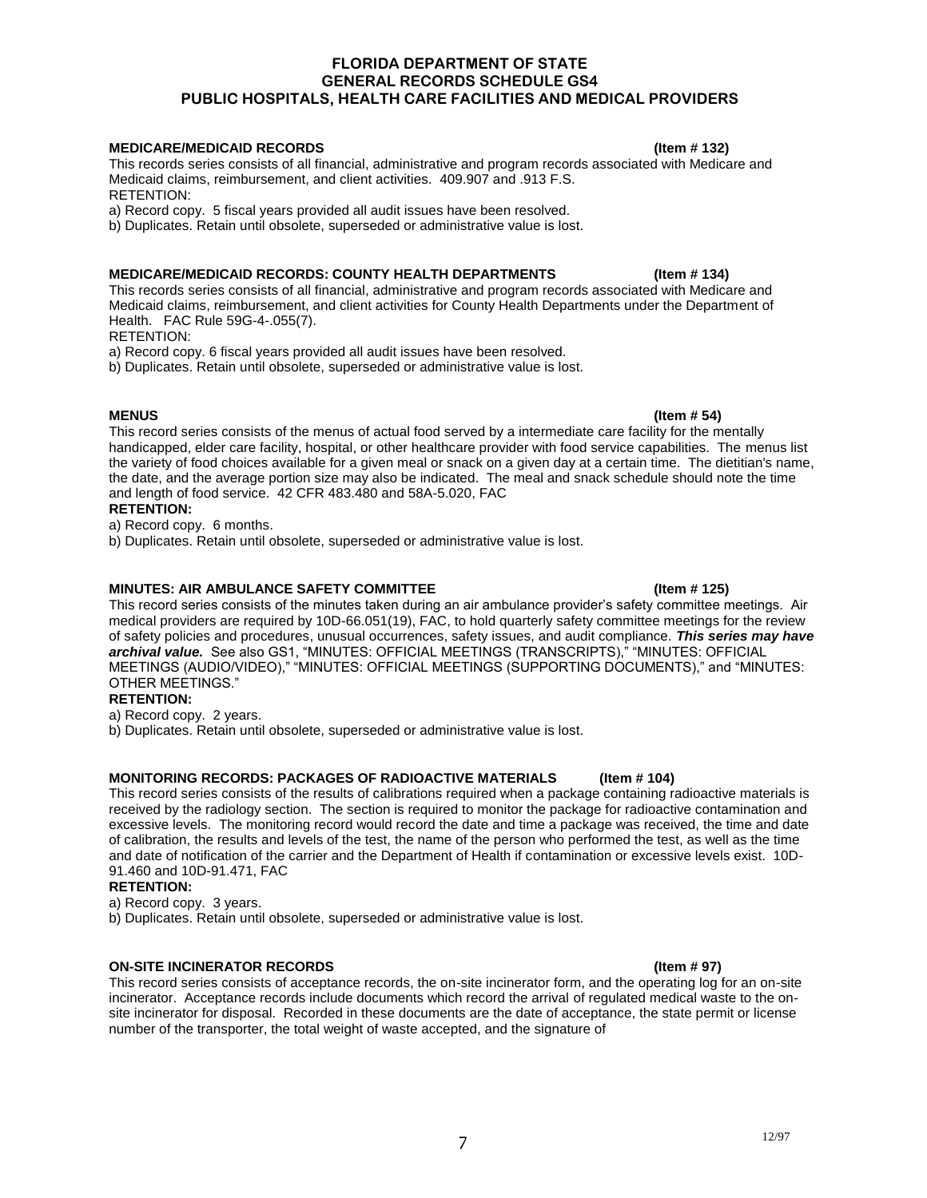**MEDICARE/MEDICAID RECORDS (Item # 132)**

This records series consists of all financial, administrative and program records associated with Medicare and Medicaid claims, reimbursement, and client activities. 409.907 and .913 F.S.

RETENTION:

a) Record copy. 5 fiscal years provided all audit issues have been resolved.

b) Duplicates. Retain until obsolete, superseded or administrative value is lost.

**MEDICARE/MEDICAID RECORDS: COUNTY HEALTH DEPARTMENTS (Item # 134)**

This records series consists of all financial, administrative and program records associated with Medicare and Medicaid claims, reimbursement, and client activities for County Health Departments under the Department of Health. FAC Rule 59G-4-.055(7).

RETENTION:

a) Record copy. 6 fiscal years provided all audit issues have been resolved.

b) Duplicates. Retain until obsolete, superseded or administrative value is lost.

**MENUS (Item # 54)**

This record series consists of the menus of actual food served by a intermediate care facility for the mentally handicapped, elder care facility, hospital, or other healthcare provider with food service capabilities. The menus list the variety of food choices available for a given meal or snack on a given day at a certain time. The dietitian's name, the date, and the average portion size may also be indicated. The meal and snack schedule should note the time and length of food service. 42 CFR 483.480 and 58A-5.020, FAC

**RETENTION:**

a) Record copy. 6 months.

b) Duplicates. Retain until obsolete, superseded or administrative value is lost.

**MINUTES: AIR AMBULANCE SAFETY COMMITTEE (Item # 125)**

This record series consists of the minutes taken during an air ambulance provider's safety committee meetings. Air medical providers are required by 10D-66.051(19), FAC, to hold quarterly safety committee meetings for the review of safety policies and procedures, unusual occurrences, safety issues, and audit compliance. ***This series may have archival value.*** See also GS1, "MINUTES: OFFICIAL MEETINGS (TRANSCRIPTS)," "MINUTES: OFFICIAL MEETINGS (AUDIO/VIDEO)," "MINUTES: OFFICIAL MEETINGS (SUPPORTING DOCUMENTS)," and "MINUTES: OTHER MEETINGS."

**RETENTION:**

a) Record copy. 2 years.

b) Duplicates. Retain until obsolete, superseded or administrative value is lost.

**MONITORING RECORDS: PACKAGES OF RADIOACTIVE MATERIALS (Item # 104)**

This record series consists of the results of calibrations required when a package containing radioactive materials is received by the radiology section. The section is required to monitor the package for radioactive contamination and excessive levels. The monitoring record would record the date and time a package was received, the time and date of calibration, the results and levels of the test, the name of the person who performed the test, as well as the time and date of notification of the carrier and the Department of Health if contamination or excessive levels exist. 10D-91.460 and 10D-91.471, FAC

**RETENTION:**

a) Record copy. 3 years.

b) Duplicates. Retain until obsolete, superseded or administrative value is lost.

**ON-SITE INCINERATOR RECORDS (Item # 97)**

This record series consists of acceptance records, the on-site incinerator form, and the operating log for an on-site incinerator. Acceptance records include documents which record the arrival of regulated medical waste to the on-site incinerator for disposal. Recorded in these documents are the date of acceptance, the state permit or license number of the transporter, the total weight of waste accepted, and the signature of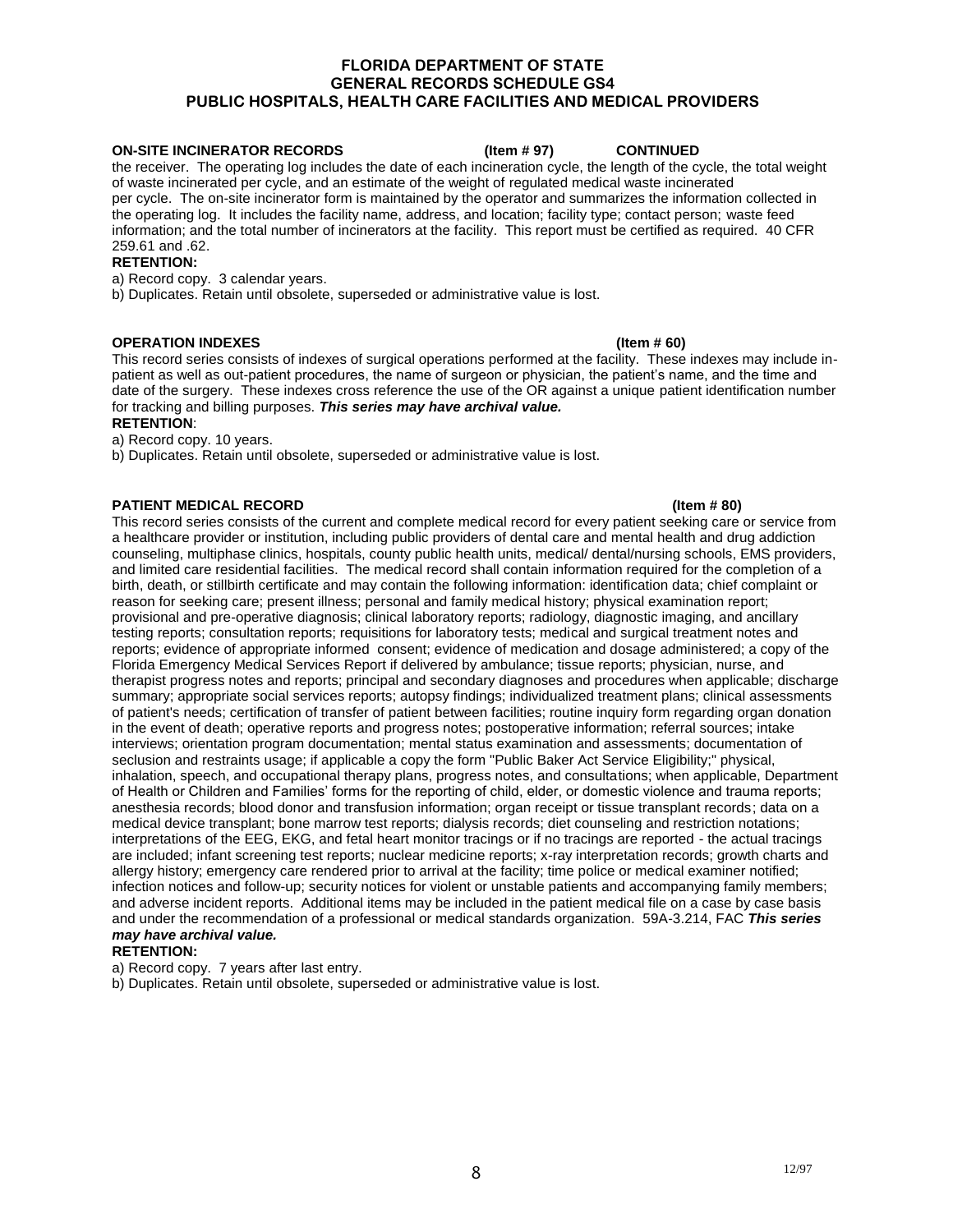**ON-SITE INCINERATOR RECORDS (Item # 97) CONTINUED**

the receiver. The operating log includes the date of each incineration cycle, the length of the cycle, the total weight of waste incinerated per cycle, and an estimate of the weight of regulated medical waste incinerated per cycle. The on-site incinerator form is maintained by the operator and summarizes the information collected in the operating log. It includes the facility name, address, and location; facility type; contact person; waste feed information; and the total number of incinerators at the facility. This report must be certified as required. 40 CFR 259.61 and .62.

**RETENTION:**

a) Record copy. 3 calendar years.

b) Duplicates. Retain until obsolete, superseded or administrative value is lost.

**OPERATION INDEXES (Item # 60)**

This record series consists of indexes of surgical operations performed at the facility. These indexes may include in-patient as well as out-patient procedures, the name of surgeon or physician, the patient's name, and the time and date of the surgery. These indexes cross reference the use of the OR against a unique patient identification number for tracking and billing purposes. ***This series may have archival value.***

**RETENTION**:

a) Record copy. 10 years.

b) Duplicates. Retain until obsolete, superseded or administrative value is lost.

**PATIENT MEDICAL RECORD (Item # 80)**

This record series consists of the current and complete medical record for every patient seeking care or service from a healthcare provider or institution, including public providers of dental care and mental health and drug addiction counseling, multiphase clinics, hospitals, county public health units, medical/ dental/nursing schools, EMS providers, and limited care residential facilities. The medical record shall contain information required for the completion of a birth, death, or stillbirth certificate and may contain the following information: identification data; chief complaint or reason for seeking care; present illness; personal and family medical history; physical examination report; provisional and pre-operative diagnosis; clinical laboratory reports; radiology, diagnostic imaging, and ancillary testing reports; consultation reports; requisitions for laboratory tests; medical and surgical treatment notes and reports; evidence of appropriate informed consent; evidence of medication and dosage administered; a copy of the Florida Emergency Medical Services Report if delivered by ambulance; tissue reports; physician, nurse, and therapist progress notes and reports; principal and secondary diagnoses and procedures when applicable; discharge summary; appropriate social services reports; autopsy findings; individualized treatment plans; clinical assessments of patient's needs; certification of transfer of patient between facilities; routine inquiry form regarding organ donation in the event of death; operative reports and progress notes; postoperative information; referral sources; intake interviews; orientation program documentation; mental status examination and assessments; documentation of seclusion and restraints usage; if applicable a copy the form "Public Baker Act Service Eligibility;" physical, inhalation, speech, and occupational therapy plans, progress notes, and consultations; when applicable, Department of Health or Children and Families' forms for the reporting of child, elder, or domestic violence and trauma reports; anesthesia records; blood donor and transfusion information; organ receipt or tissue transplant records; data on a medical device transplant; bone marrow test reports; dialysis records; diet counseling and restriction notations; interpretations of the EEG, EKG, and fetal heart monitor tracings or if no tracings are reported - the actual tracings are included; infant screening test reports; nuclear medicine reports; x-ray interpretation records; growth charts and allergy history; emergency care rendered prior to arrival at the facility; time police or medical examiner notified; infection notices and follow-up; security notices for violent or unstable patients and accompanying family members; and adverse incident reports. Additional items may be included in the patient medical file on a case by case basis and under the recommendation of a professional or medical standards organization. 59A-3.214, FAC ***This series may have archival value.***

**RETENTION:**

a) Record copy. 7 years after last entry.

b) Duplicates. Retain until obsolete, superseded or administrative value is lost.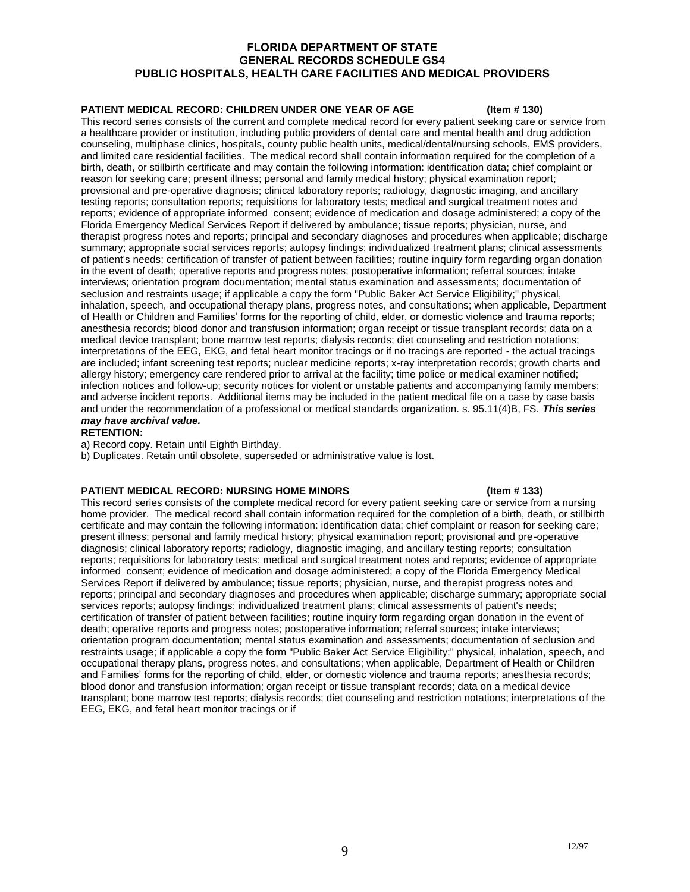**PATIENT MEDICAL RECORD: CHILDREN UNDER ONE YEAR OF AGE (Item # 130)**

This record series consists of the current and complete medical record for every patient seeking care or service from a healthcare provider or institution, including public providers of dental care and mental health and drug addiction counseling, multiphase clinics, hospitals, county public health units, medical/dental/nursing schools, EMS providers, and limited care residential facilities. The medical record shall contain information required for the completion of a birth, death, or stillbirth certificate and may contain the following information: identification data; chief complaint or reason for seeking care; present illness; personal and family medical history; physical examination report; provisional and pre-operative diagnosis; clinical laboratory reports; radiology, diagnostic imaging, and ancillary testing reports; consultation reports; requisitions for laboratory tests; medical and surgical treatment notes and reports; evidence of appropriate informed consent; evidence of medication and dosage administered; a copy of the Florida Emergency Medical Services Report if delivered by ambulance; tissue reports; physician, nurse, and therapist progress notes and reports; principal and secondary diagnoses and procedures when applicable; discharge summary; appropriate social services reports; autopsy findings; individualized treatment plans; clinical assessments of patient's needs; certification of transfer of patient between facilities; routine inquiry form regarding organ donation in the event of death; operative reports and progress notes; postoperative information; referral sources; intake interviews; orientation program documentation; mental status examination and assessments; documentation of seclusion and restraints usage; if applicable a copy the form "Public Baker Act Service Eligibility;" physical, inhalation, speech, and occupational therapy plans, progress notes, and consultations; when applicable, Department of Health or Children and Families' forms for the reporting of child, elder, or domestic violence and trauma reports; anesthesia records; blood donor and transfusion information; organ receipt or tissue transplant records; data on a medical device transplant; bone marrow test reports; dialysis records; diet counseling and restriction notations; interpretations of the EEG, EKG, and fetal heart monitor tracings or if no tracings are reported - the actual tracings are included; infant screening test reports; nuclear medicine reports; x-ray interpretation records; growth charts and allergy history; emergency care rendered prior to arrival at the facility; time police or medical examiner notified; infection notices and follow-up; security notices for violent or unstable patients and accompanying family members; and adverse incident reports. Additional items may be included in the patient medical file on a case by case basis and under the recommendation of a professional or medical standards organization. s. 95.11(4)B, FS. ***This series may have archival value.***

**RETENTION:**

a) Record copy. Retain until Eighth Birthday.

b) Duplicates. Retain until obsolete, superseded or administrative value is lost.

**PATIENT MEDICAL RECORD: NURSING HOME MINORS (Item # 133)**

This record series consists of the complete medical record for every patient seeking care or service from a nursing home provider. The medical record shall contain information required for the completion of a birth, death, or stillbirth certificate and may contain the following information: identification data; chief complaint or reason for seeking care; present illness; personal and family medical history; physical examination report; provisional and pre-operative diagnosis; clinical laboratory reports; radiology, diagnostic imaging, and ancillary testing reports; consultation reports; requisitions for laboratory tests; medical and surgical treatment notes and reports; evidence of appropriate informed consent; evidence of medication and dosage administered; a copy of the Florida Emergency Medical Services Report if delivered by ambulance; tissue reports; physician, nurse, and therapist progress notes and reports; principal and secondary diagnoses and procedures when applicable; discharge summary; appropriate social services reports; autopsy findings; individualized treatment plans; clinical assessments of patient's needs; certification of transfer of patient between facilities; routine inquiry form regarding organ donation in the event of death; operative reports and progress notes; postoperative information; referral sources; intake interviews; orientation program documentation; mental status examination and assessments; documentation of seclusion and restraints usage; if applicable a copy the form "Public Baker Act Service Eligibility;" physical, inhalation, speech, and occupational therapy plans, progress notes, and consultations; when applicable, Department of Health or Children and Families' forms for the reporting of child, elder, or domestic violence and trauma reports; anesthesia records; blood donor and transfusion information; organ receipt or tissue transplant records; data on a medical device transplant; bone marrow test reports; dialysis records; diet counseling and restriction notations; interpretations of the EEG, EKG, and fetal heart monitor tracings or if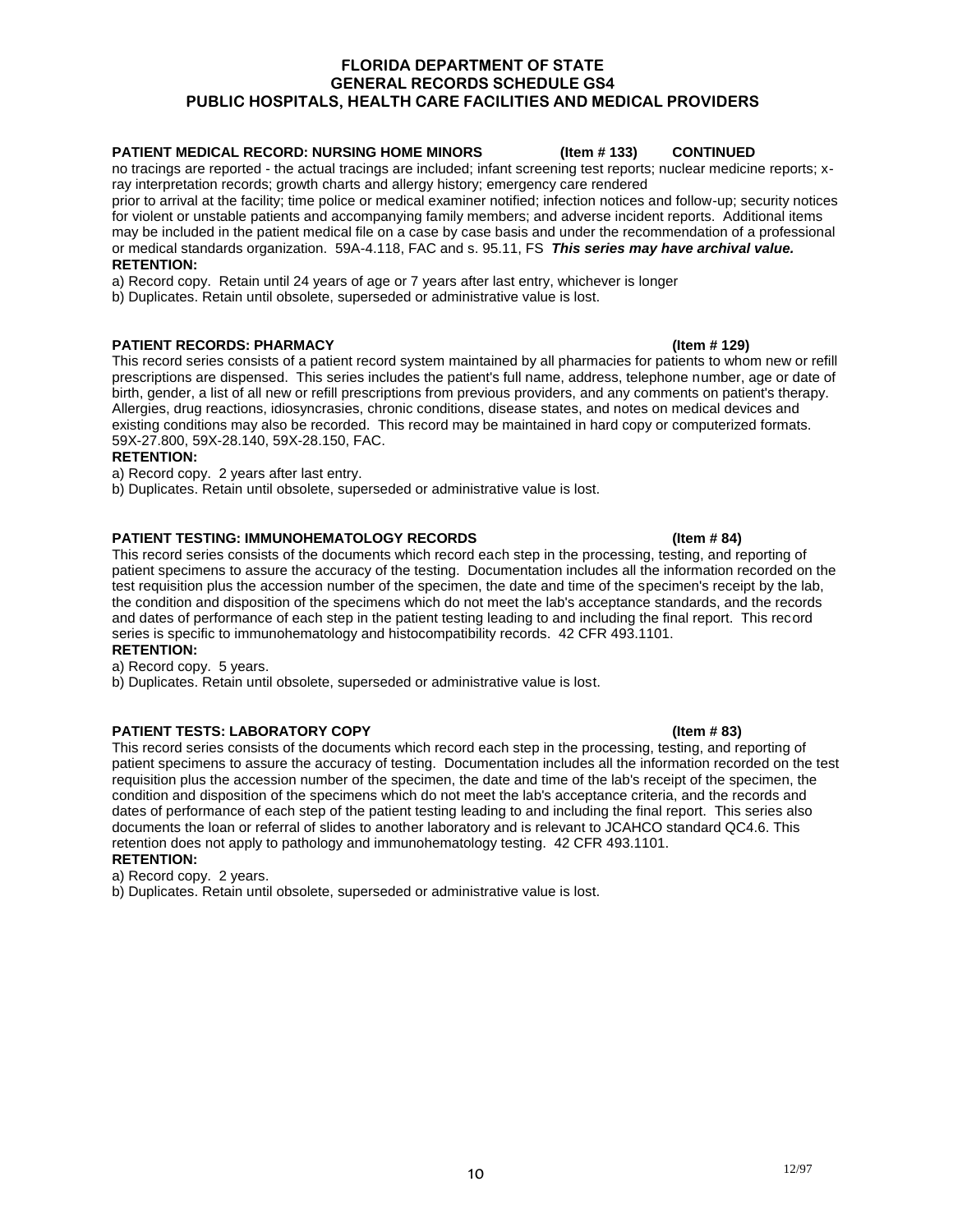**PATIENT MEDICAL RECORD: NURSING HOME MINORS (Item # 133) CONTINUED**

no tracings are reported - the actual tracings are included; infant screening test reports; nuclear medicine reports; x-ray interpretation records; growth charts and allergy history; emergency care rendered prior to arrival at the facility; time police or medical examiner notified; infection notices and follow-up; security notices for violent or unstable patients and accompanying family members; and adverse incident reports. Additional items may be included in the patient medical file on a case by case basis and under the recommendation of a professional or medical standards organization. 59A-4.118, FAC and s. 95.11, FS ***This series may have archival value.***

**RETENTION:**

a) Record copy. Retain until 24 years of age or 7 years after last entry, whichever is longer

b) Duplicates. Retain until obsolete, superseded or administrative value is lost.

**PATIENT RECORDS: PHARMACY (Item # 129)**

This record series consists of a patient record system maintained by all pharmacies for patients to whom new or refill prescriptions are dispensed. This series includes the patient's full name, address, telephone number, age or date of birth, gender, a list of all new or refill prescriptions from previous providers, and any comments on patient's therapy. Allergies, drug reactions, idiosyncrasies, chronic conditions, disease states, and notes on medical devices and existing conditions may also be recorded. This record may be maintained in hard copy or computerized formats. 59X-27.800, 59X-28.140, 59X-28.150, FAC.

**RETENTION:**

a) Record copy. 2 years after last entry.

b) Duplicates. Retain until obsolete, superseded or administrative value is lost.

**PATIENT TESTING: IMMUNOHEMATOLOGY RECORDS (Item # 84)**

This record series consists of the documents which record each step in the processing, testing, and reporting of patient specimens to assure the accuracy of the testing. Documentation includes all the information recorded on the test requisition plus the accession number of the specimen, the date and time of the specimen's receipt by the lab, the condition and disposition of the specimens which do not meet the lab's acceptance standards, and the records and dates of performance of each step in the patient testing leading to and including the final report. This record series is specific to immunohematology and histocompatibility records. 42 CFR 493.1101.

**RETENTION:**

a) Record copy. 5 years.

b) Duplicates. Retain until obsolete, superseded or administrative value is lost.

**PATIENT TESTS: LABORATORY COPY (Item # 83)**

This record series consists of the documents which record each step in the processing, testing, and reporting of patient specimens to assure the accuracy of testing. Documentation includes all the information recorded on the test requisition plus the accession number of the specimen, the date and time of the lab's receipt of the specimen, the condition and disposition of the specimens which do not meet the lab's acceptance criteria, and the records and dates of performance of each step of the patient testing leading to and including the final report. This series also documents the loan or referral of slides to another laboratory and is relevant to JCAHCO standard QC4.6. This retention does not apply to pathology and immunohematology testing. 42 CFR 493.1101.

**RETENTION:**

a) Record copy. 2 years.

b) Duplicates. Retain until obsolete, superseded or administrative value is lost.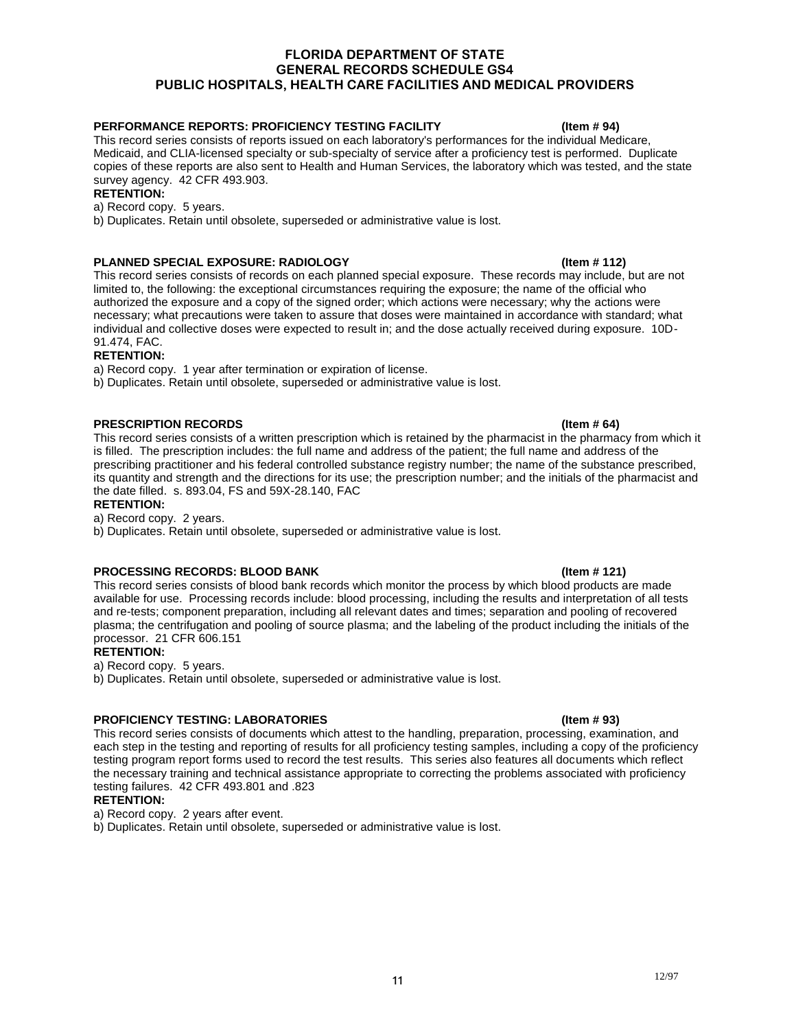**PERFORMANCE REPORTS: PROFICIENCY TESTING FACILITY (Item # 94)**

This record series consists of reports issued on each laboratory's performances for the individual Medicare, Medicaid, and CLIA-licensed specialty or sub-specialty of service after a proficiency test is performed. Duplicate copies of these reports are also sent to Health and Human Services, the laboratory which was tested, and the state survey agency. 42 CFR 493.903.

**RETENTION:**

a) Record copy. 5 years.

b) Duplicates. Retain until obsolete, superseded or administrative value is lost.

**PLANNED SPECIAL EXPOSURE: RADIOLOGY (Item # 112)**

This record series consists of records on each planned special exposure. These records may include, but are not limited to, the following: the exceptional circumstances requiring the exposure; the name of the official who authorized the exposure and a copy of the signed order; which actions were necessary; why the actions were necessary; what precautions were taken to assure that doses were maintained in accordance with standard; what individual and collective doses were expected to result in; and the dose actually received during exposure. 10D-91.474, FAC.

**RETENTION:**

a) Record copy. 1 year after termination or expiration of license.

b) Duplicates. Retain until obsolete, superseded or administrative value is lost.

**PRESCRIPTION RECORDS (Item # 64)**

This record series consists of a written prescription which is retained by the pharmacist in the pharmacy from which it is filled. The prescription includes: the full name and address of the patient; the full name and address of the prescribing practitioner and his federal controlled substance registry number; the name of the substance prescribed, its quantity and strength and the directions for its use; the prescription number; and the initials of the pharmacist and the date filled. s. 893.04, FS and 59X-28.140, FAC

**RETENTION:**

a) Record copy. 2 years.

b) Duplicates. Retain until obsolete, superseded or administrative value is lost.

**PROCESSING RECORDS: BLOOD BANK (Item # 121)**

This record series consists of blood bank records which monitor the process by which blood products are made available for use. Processing records include: blood processing, including the results and interpretation of all tests and re-tests; component preparation, including all relevant dates and times; separation and pooling of recovered plasma; the centrifugation and pooling of source plasma; and the labeling of the product including the initials of the processor. 21 CFR 606.151

**RETENTION:**

a) Record copy. 5 years.

b) Duplicates. Retain until obsolete, superseded or administrative value is lost.

**PROFICIENCY TESTING: LABORATORIES (Item # 93)**

This record series consists of documents which attest to the handling, preparation, processing, examination, and each step in the testing and reporting of results for all proficiency testing samples, including a copy of the proficiency testing program report forms used to record the test results. This series also features all documents which reflect the necessary training and technical assistance appropriate to correcting the problems associated with proficiency testing failures. 42 CFR 493.801 and .823

**RETENTION:**

a) Record copy. 2 years after event.

b) Duplicates. Retain until obsolete, superseded or administrative value is lost.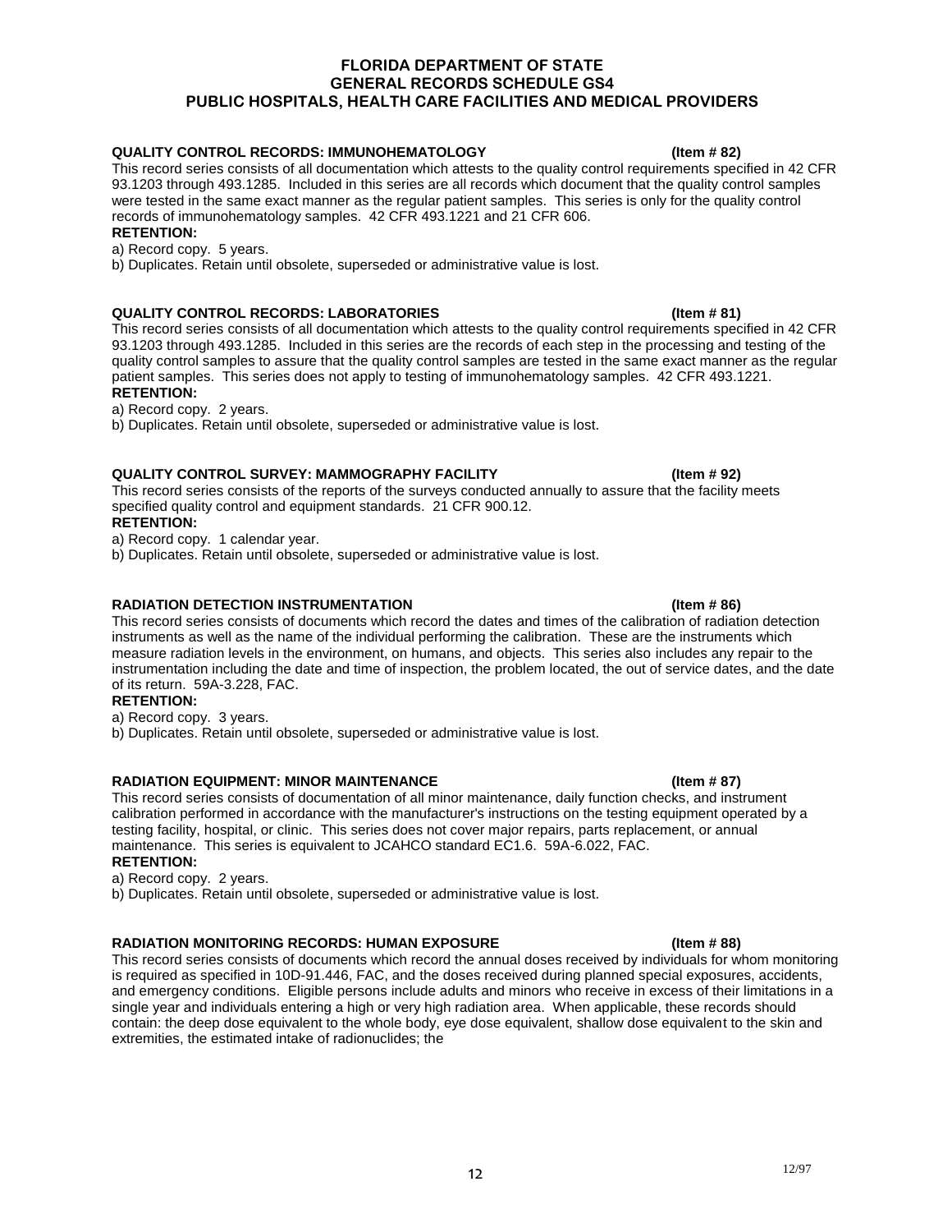**QUALITY CONTROL RECORDS: IMMUNOHEMATOLOGY (Item # 82)**

This record series consists of all documentation which attests to the quality control requirements specified in 42 CFR 93.1203 through 493.1285. Included in this series are all records which document that the quality control samples were tested in the same exact manner as the regular patient samples. This series is only for the quality control records of immunohematology samples. 42 CFR 493.1221 and 21 CFR 606.

**RETENTION:**

a) Record copy. 5 years.

b) Duplicates. Retain until obsolete, superseded or administrative value is lost.

**QUALITY CONTROL RECORDS: LABORATORIES (Item # 81)**

This record series consists of all documentation which attests to the quality control requirements specified in 42 CFR 93.1203 through 493.1285. Included in this series are the records of each step in the processing and testing of the quality control samples to assure that the quality control samples are tested in the same exact manner as the regular patient samples. This series does not apply to testing of immunohematology samples. 42 CFR 493.1221.

**RETENTION:**

a) Record copy. 2 years.

b) Duplicates. Retain until obsolete, superseded or administrative value is lost.

**QUALITY CONTROL SURVEY: MAMMOGRAPHY FACILITY (Item # 92)**

This record series consists of the reports of the surveys conducted annually to assure that the facility meets specified quality control and equipment standards. 21 CFR 900.12.

**RETENTION:**

a) Record copy. 1 calendar year.

b) Duplicates. Retain until obsolete, superseded or administrative value is lost.

**RADIATION DETECTION INSTRUMENTATION (Item # 86)**

This record series consists of documents which record the dates and times of the calibration of radiation detection instruments as well as the name of the individual performing the calibration. These are the instruments which measure radiation levels in the environment, on humans, and objects. This series also includes any repair to the instrumentation including the date and time of inspection, the problem located, the out of service dates, and the date of its return. 59A-3.228, FAC.

**RETENTION:**

a) Record copy. 3 years.

b) Duplicates. Retain until obsolete, superseded or administrative value is lost.

**RADIATION EQUIPMENT: MINOR MAINTENANCE (Item # 87)**

This record series consists of documentation of all minor maintenance, daily function checks, and instrument calibration performed in accordance with the manufacturer's instructions on the testing equipment operated by a testing facility, hospital, or clinic. This series does not cover major repairs, parts replacement, or annual maintenance. This series is equivalent to JCAHCO standard EC1.6. 59A-6.022, FAC.

**RETENTION:**

a) Record copy. 2 years.

b) Duplicates. Retain until obsolete, superseded or administrative value is lost.

**RADIATION MONITORING RECORDS: HUMAN EXPOSURE (Item # 88)**

This record series consists of documents which record the annual doses received by individuals for whom monitoring is required as specified in 10D-91.446, FAC, and the doses received during planned special exposures, accidents, and emergency conditions. Eligible persons include adults and minors who receive in excess of their limitations in a single year and individuals entering a high or very high radiation area. When applicable, these records should contain: the deep dose equivalent to the whole body, eye dose equivalent, shallow dose equivalent to the skin and extremities, the estimated intake of radionuclides; the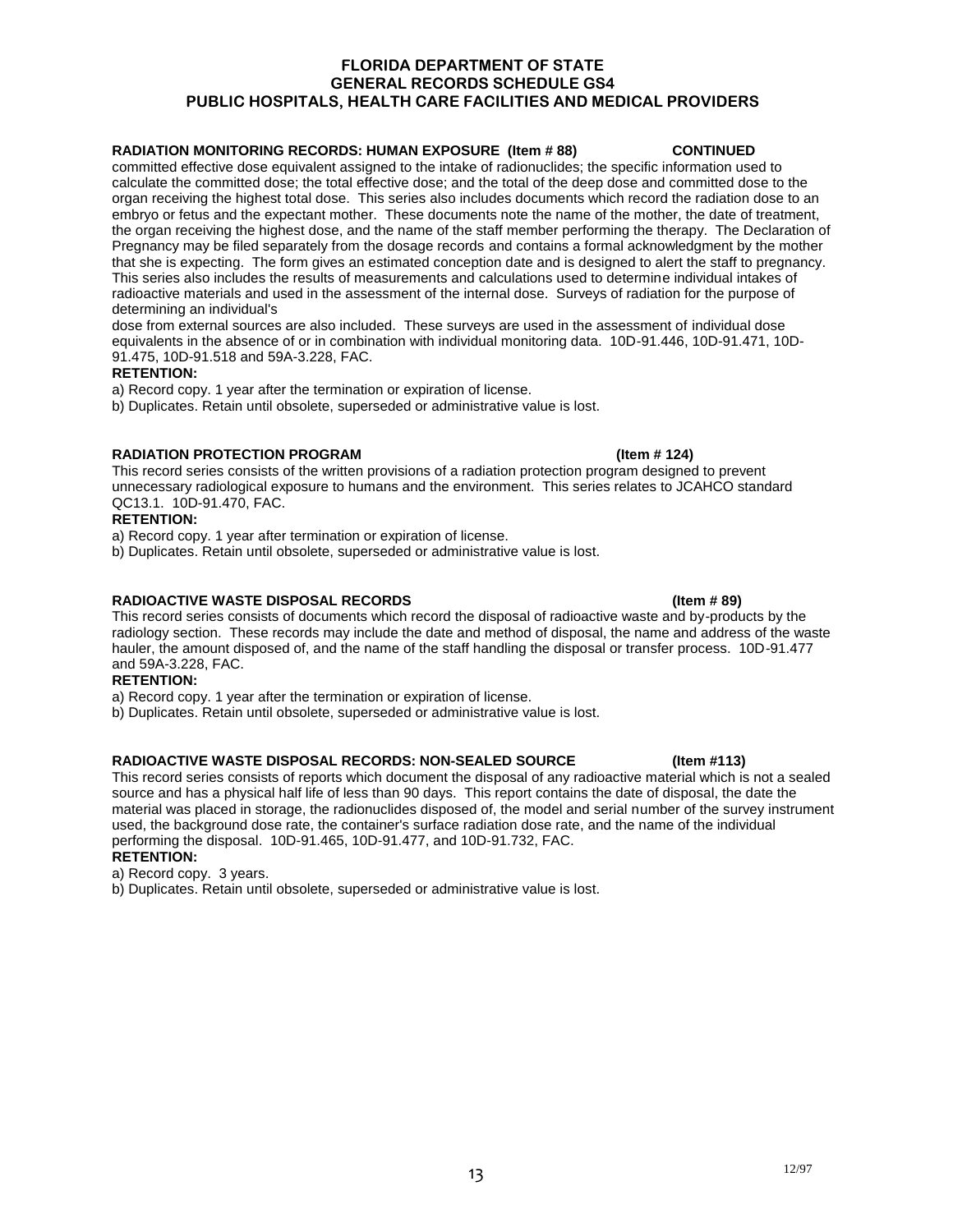**RADIATION MONITORING RECORDS: HUMAN EXPOSURE (Item # 88) CONTINUED**

committed effective dose equivalent assigned to the intake of radionuclides; the specific information used to calculate the committed dose; the total effective dose; and the total of the deep dose and committed dose to the organ receiving the highest total dose. This series also includes documents which record the radiation dose to an embryo or fetus and the expectant mother. These documents note the name of the mother, the date of treatment, the organ receiving the highest dose, and the name of the staff member performing the therapy. The Declaration of Pregnancy may be filed separately from the dosage records and contains a formal acknowledgment by the mother that she is expecting. The form gives an estimated conception date and is designed to alert the staff to pregnancy. This series also includes the results of measurements and calculations used to determine individual intakes of radioactive materials and used in the assessment of the internal dose. Surveys of radiation for the purpose of determining an individual's
dose from external sources are also included. These surveys are used in the assessment of individual dose equivalents in the absence of or in combination with individual monitoring data. 10D-91.446, 10D-91.471, 10D-91.475, 10D-91.518 and 59A-3.228, FAC.

**RETENTION:**

a) Record copy. 1 year after the termination or expiration of license.

b) Duplicates. Retain until obsolete, superseded or administrative value is lost.

**RADIATION PROTECTION PROGRAM (Item # 124)**

This record series consists of the written provisions of a radiation protection program designed to prevent unnecessary radiological exposure to humans and the environment. This series relates to JCAHCO standard QC13.1. 10D-91.470, FAC.

**RETENTION:**

a) Record copy. 1 year after termination or expiration of license.

b) Duplicates. Retain until obsolete, superseded or administrative value is lost.

**RADIOACTIVE WASTE DISPOSAL RECORDS (Item # 89)**

This record series consists of documents which record the disposal of radioactive waste and by-products by the radiology section. These records may include the date and method of disposal, the name and address of the waste hauler, the amount disposed of, and the name of the staff handling the disposal or transfer process. 10D-91.477 and 59A-3.228, FAC.

**RETENTION:**

a) Record copy. 1 year after the termination or expiration of license.

b) Duplicates. Retain until obsolete, superseded or administrative value is lost.

**RADIOACTIVE WASTE DISPOSAL RECORDS: NON-SEALED SOURCE (Item #113)**

This record series consists of reports which document the disposal of any radioactive material which is not a sealed source and has a physical half life of less than 90 days. This report contains the date of disposal, the date the material was placed in storage, the radionuclides disposed of, the model and serial number of the survey instrument used, the background dose rate, the container's surface radiation dose rate, and the name of the individual performing the disposal. 10D-91.465, 10D-91.477, and 10D-91.732, FAC.

**RETENTION:**

a) Record copy. 3 years.

b) Duplicates. Retain until obsolete, superseded or administrative value is lost.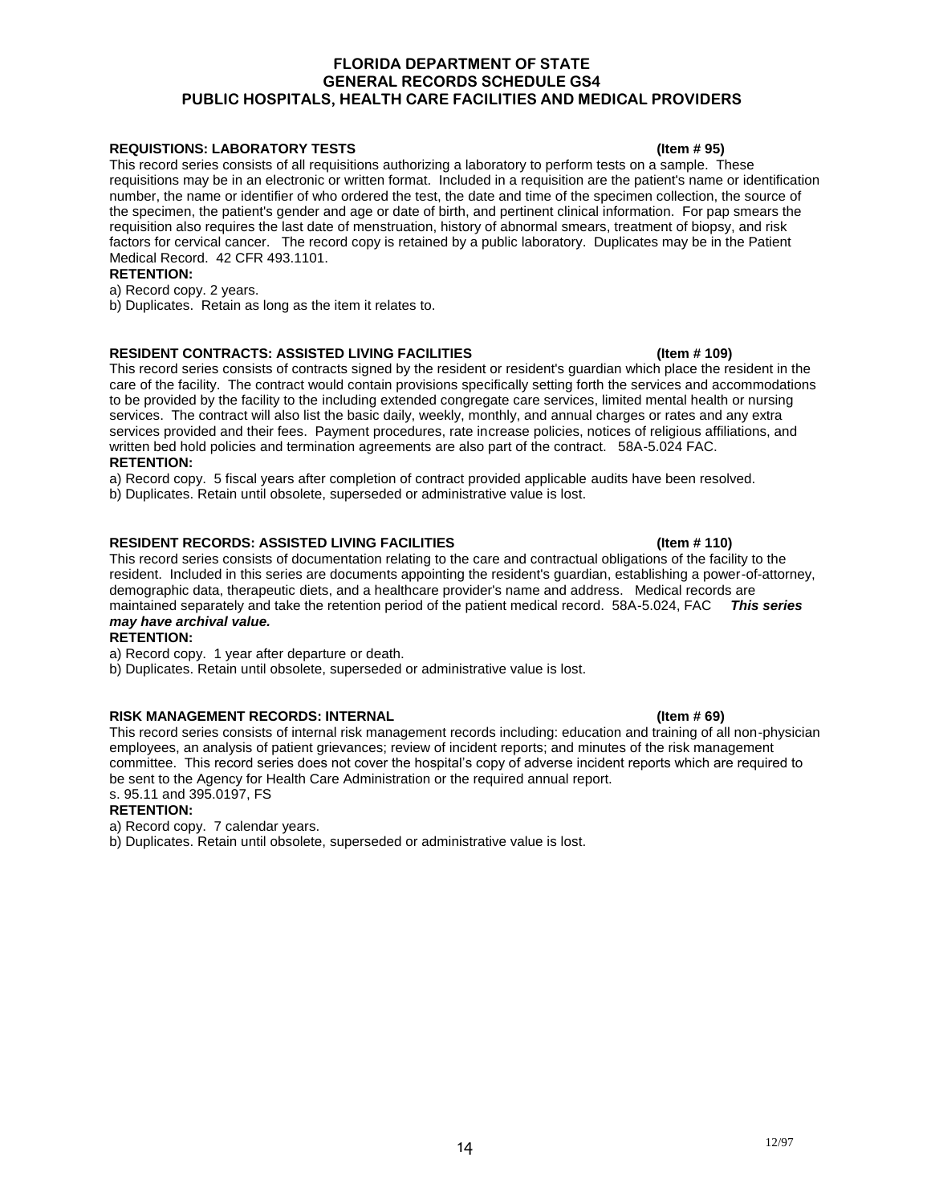**REQUISTIONS: LABORATORY TESTS (Item # 95)**

This record series consists of all requisitions authorizing a laboratory to perform tests on a sample. These requisitions may be in an electronic or written format. Included in a requisition are the patient's name or identification number, the name or identifier of who ordered the test, the date and time of the specimen collection, the source of the specimen, the patient's gender and age or date of birth, and pertinent clinical information. For pap smears the requisition also requires the last date of menstruation, history of abnormal smears, treatment of biopsy, and risk factors for cervical cancer. The record copy is retained by a public laboratory. Duplicates may be in the Patient Medical Record. 42 CFR 493.1101.

**RETENTION:**

a) Record copy. 2 years.

b) Duplicates. Retain as long as the item it relates to.

**RESIDENT CONTRACTS: ASSISTED LIVING FACILITIES (Item # 109)**

This record series consists of contracts signed by the resident or resident's guardian which place the resident in the care of the facility. The contract would contain provisions specifically setting forth the services and accommodations to be provided by the facility to the including extended congregate care services, limited mental health or nursing services. The contract will also list the basic daily, weekly, monthly, and annual charges or rates and any extra services provided and their fees. Payment procedures, rate increase policies, notices of religious affiliations, and written bed hold policies and termination agreements are also part of the contract. 58A-5.024 FAC.

**RETENTION:**

a) Record copy. 5 fiscal years after completion of contract provided applicable audits have been resolved.

b) Duplicates. Retain until obsolete, superseded or administrative value is lost.

**RESIDENT RECORDS: ASSISTED LIVING FACILITIES (Item # 110)**

This record series consists of documentation relating to the care and contractual obligations of the facility to the resident. Included in this series are documents appointing the resident's guardian, establishing a power-of-attorney, demographic data, therapeutic diets, and a healthcare provider's name and address. Medical records are maintained separately and take the retention period of the patient medical record. 58A-5.024, FAC ***This series may have archival value.***

**RETENTION:**

a) Record copy. 1 year after departure or death.

b) Duplicates. Retain until obsolete, superseded or administrative value is lost.

**RISK MANAGEMENT RECORDS: INTERNAL (Item # 69)**

This record series consists of internal risk management records including: education and training of all non-physician employees, an analysis of patient grievances; review of incident reports; and minutes of the risk management committee. This record series does not cover the hospital's copy of adverse incident reports which are required to be sent to the Agency for Health Care Administration or the required annual report.
s. 95.11 and 395.0197, FS

**RETENTION:**

a) Record copy. 7 calendar years.

b) Duplicates. Retain until obsolete, superseded or administrative value is lost.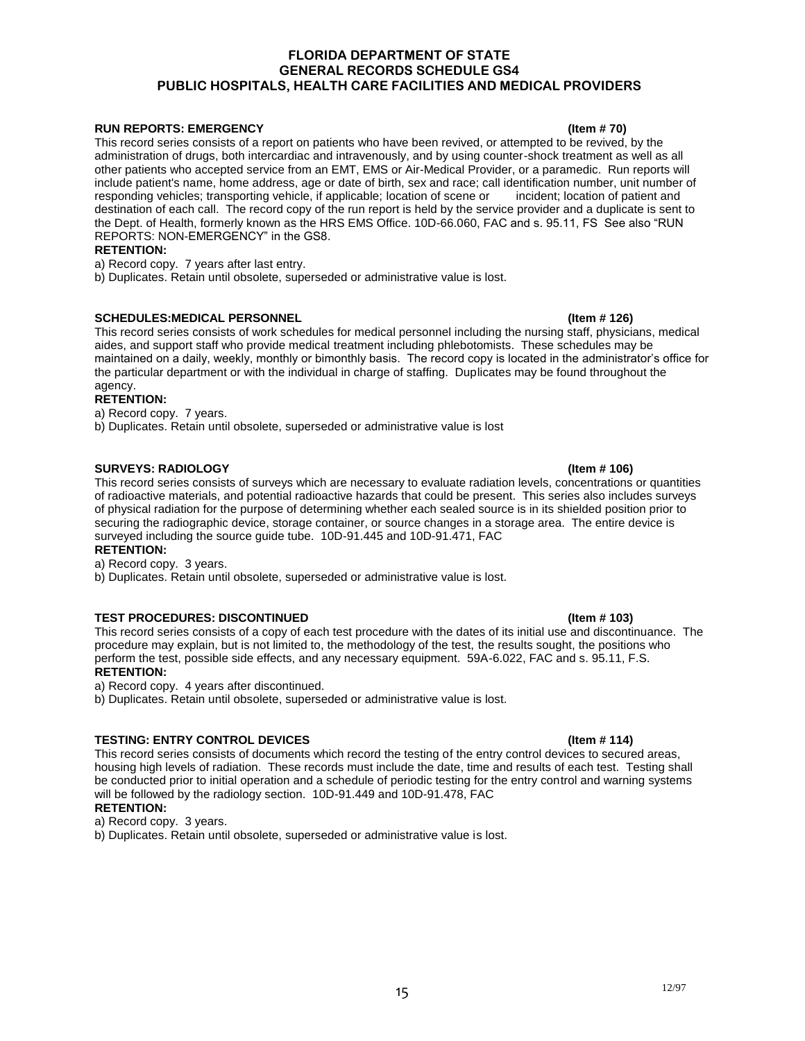**RUN REPORTS: EMERGENCY (Item # 70)**

This record series consists of a report on patients who have been revived, or attempted to be revived, by the administration of drugs, both intercardiac and intravenously, and by using counter-shock treatment as well as all other patients who accepted service from an EMT, EMS or Air-Medical Provider, or a paramedic. Run reports will include patient's name, home address, age or date of birth, sex and race; call identification number, unit number of responding vehicles; transporting vehicle, if applicable; location of scene or incident; location of patient and destination of each call. The record copy of the run report is held by the service provider and a duplicate is sent to the Dept. of Health, formerly known as the HRS EMS Office. 10D-66.060, FAC and s. 95.11, FS See also "RUN REPORTS: NON-EMERGENCY" in the GS8.

**RETENTION:**

a) Record copy. 7 years after last entry.

b) Duplicates. Retain until obsolete, superseded or administrative value is lost.

**SCHEDULES:MEDICAL PERSONNEL (Item # 126)**

This record series consists of work schedules for medical personnel including the nursing staff, physicians, medical aides, and support staff who provide medical treatment including phlebotomists. These schedules may be maintained on a daily, weekly, monthly or bimonthly basis. The record copy is located in the administrator's office for the particular department or with the individual in charge of staffing. Duplicates may be found throughout the agency.

**RETENTION:**

a) Record copy. 7 years.

b) Duplicates. Retain until obsolete, superseded or administrative value is lost

**SURVEYS: RADIOLOGY (Item # 106)**

This record series consists of surveys which are necessary to evaluate radiation levels, concentrations or quantities of radioactive materials, and potential radioactive hazards that could be present. This series also includes surveys of physical radiation for the purpose of determining whether each sealed source is in its shielded position prior to securing the radiographic device, storage container, or source changes in a storage area. The entire device is surveyed including the source guide tube. 10D-91.445 and 10D-91.471, FAC

**RETENTION:**

a) Record copy. 3 years.

b) Duplicates. Retain until obsolete, superseded or administrative value is lost.

**TEST PROCEDURES: DISCONTINUED (Item # 103)**

This record series consists of a copy of each test procedure with the dates of its initial use and discontinuance. The procedure may explain, but is not limited to, the methodology of the test, the results sought, the positions who perform the test, possible side effects, and any necessary equipment. 59A-6.022, FAC and s. 95.11, F.S.

**RETENTION:**

a) Record copy. 4 years after discontinued.

b) Duplicates. Retain until obsolete, superseded or administrative value is lost.

**TESTING: ENTRY CONTROL DEVICES (Item # 114)**

This record series consists of documents which record the testing of the entry control devices to secured areas, housing high levels of radiation. These records must include the date, time and results of each test. Testing shall be conducted prior to initial operation and a schedule of periodic testing for the entry control and warning systems will be followed by the radiology section. 10D-91.449 and 10D-91.478, FAC

**RETENTION:**

a) Record copy. 3 years.

b) Duplicates. Retain until obsolete, superseded or administrative value is lost.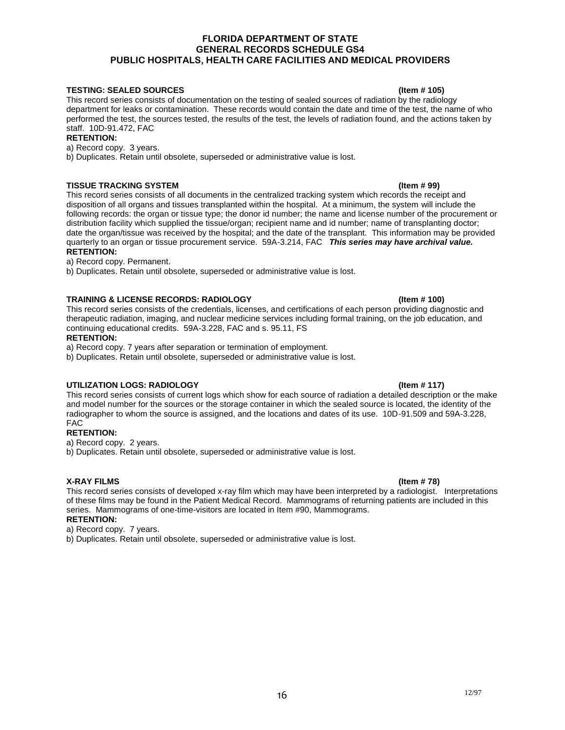**TESTING: SEALED SOURCES (Item # 105)**

This record series consists of documentation on the testing of sealed sources of radiation by the radiology department for leaks or contamination. These records would contain the date and time of the test, the name of who performed the test, the sources tested, the results of the test, the levels of radiation found, and the actions taken by staff. 10D-91.472, FAC

**RETENTION:**

a) Record copy. 3 years.

b) Duplicates. Retain until obsolete, superseded or administrative value is lost.

**TISSUE TRACKING SYSTEM (Item # 99)**

This record series consists of all documents in the centralized tracking system which records the receipt and disposition of all organs and tissues transplanted within the hospital. At a minimum, the system will include the following records: the organ or tissue type; the donor id number; the name and license number of the procurement or distribution facility which supplied the tissue/organ; recipient name and id number; name of transplanting doctor; date the organ/tissue was received by the hospital; and the date of the transplant. This information may be provided quarterly to an organ or tissue procurement service. 59A-3.214, FAC ***This series may have archival value.***

**RETENTION:**

a) Record copy. Permanent.

b) Duplicates. Retain until obsolete, superseded or administrative value is lost.

**TRAINING & LICENSE RECORDS: RADIOLOGY (Item # 100)**

This record series consists of the credentials, licenses, and certifications of each person providing diagnostic and therapeutic radiation, imaging, and nuclear medicine services including formal training, on the job education, and continuing educational credits. 59A-3.228, FAC and s. 95.11, FS

**RETENTION:**

a) Record copy. 7 years after separation or termination of employment.

b) Duplicates. Retain until obsolete, superseded or administrative value is lost.

**UTILIZATION LOGS: RADIOLOGY (Item # 117)**

This record series consists of current logs which show for each source of radiation a detailed description or the make and model number for the sources or the storage container in which the sealed source is located, the identity of the radiographer to whom the source is assigned, and the locations and dates of its use. 10D-91.509 and 59A-3.228, FAC

**RETENTION:**

a) Record copy. 2 years.

b) Duplicates. Retain until obsolete, superseded or administrative value is lost.

**X-RAY FILMS (Item # 78)**

This record series consists of developed x-ray film which may have been interpreted by a radiologist. Interpretations of these films may be found in the Patient Medical Record. Mammograms of returning patients are included in this series. Mammograms of one-time-visitors are located in Item #90, Mammograms.

**RETENTION:**

a) Record copy. 7 years.

b) Duplicates. Retain until obsolete, superseded or administrative value is lost.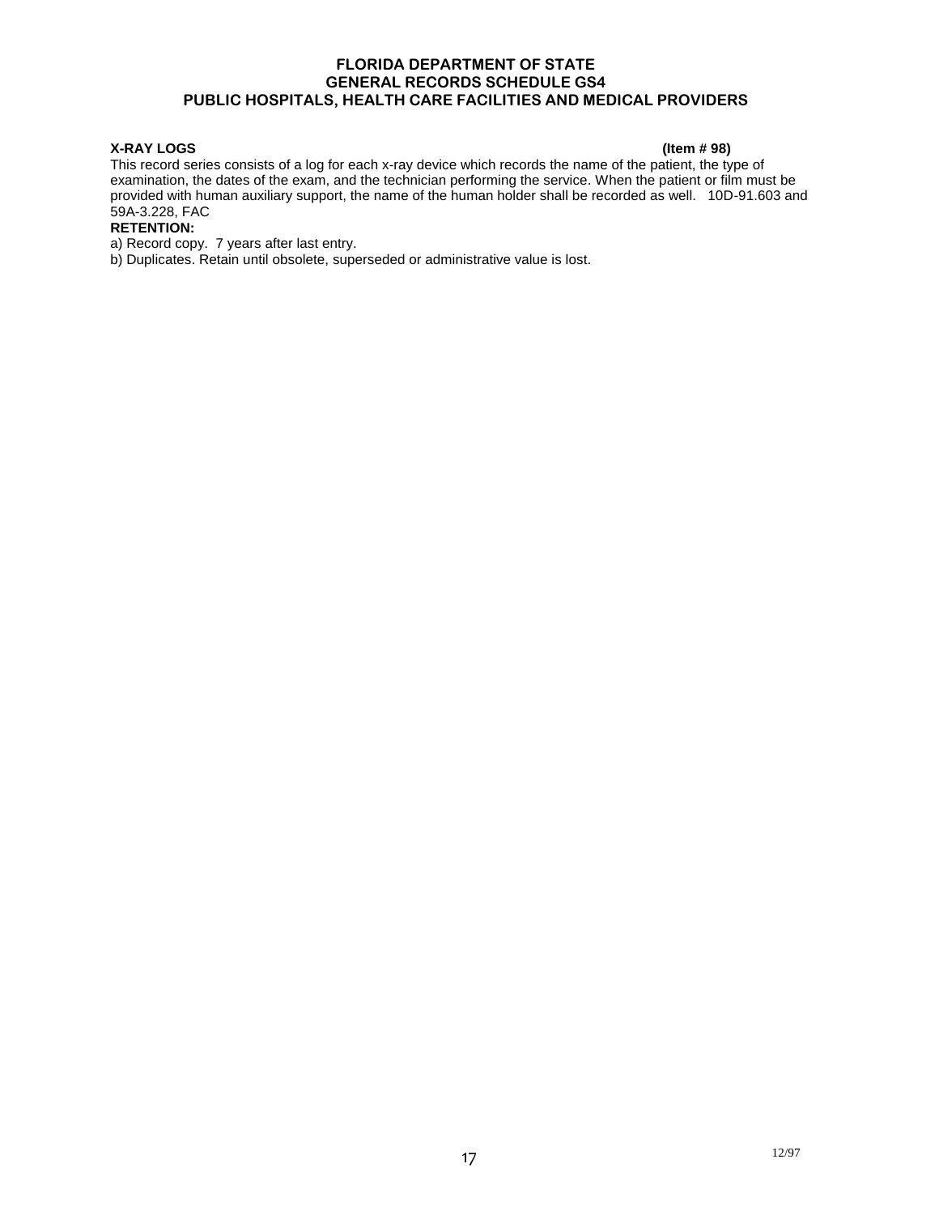**X-RAY LOGS** **(Item # 98)**

This record series consists of a log for each x-ray device which records the name of the patient, the type of examination, the dates of the exam, and the technician performing the service. When the patient or film must be provided with human auxiliary support, the name of the human holder shall be recorded as well. 10D-91.603 and 59A-3.228, FAC

**RETENTION:**

a) Record copy. 7 years after last entry.

b) Duplicates. Retain until obsolete, superseded or administrative value is lost.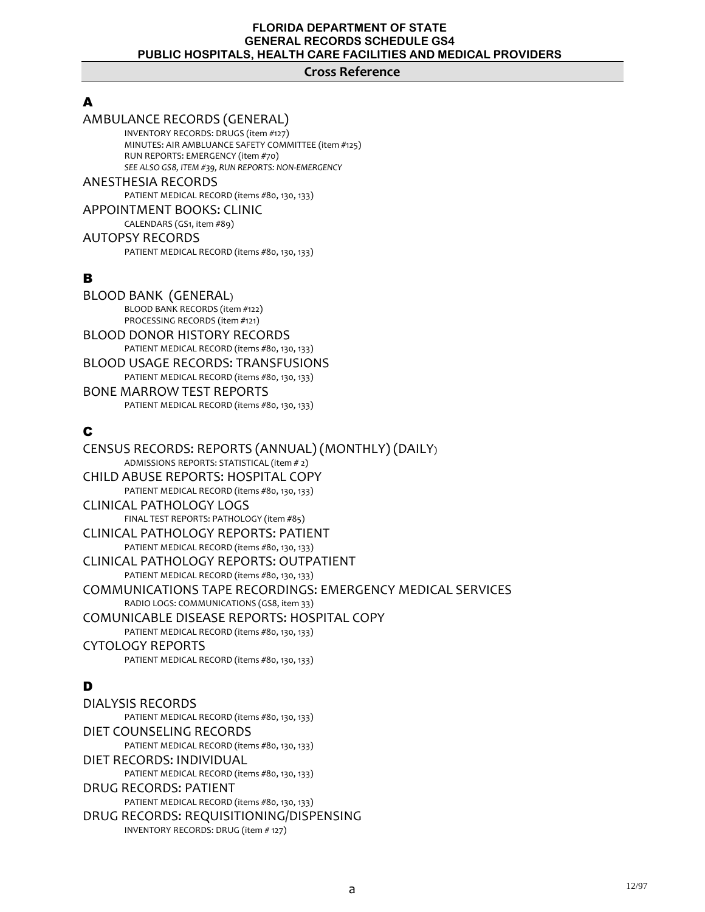## Cross Reference

### A

AMBULANCE RECORDS (GENERAL)
- INVENTORY RECORDS: DRUGS (item #127)
- MINUTES: AIR AMBLUANCE SAFETY COMMITTEE (item #125)
- RUN REPORTS: EMERGENCY (item #70)
- *SEE ALSO GS8, ITEM #39, RUN REPORTS: NON-EMERGENCY*

ANESTHESIA RECORDS
- PATIENT MEDICAL RECORD (items #80, 130, 133)

APPOINTMENT BOOKS: CLINIC
- CALENDARS (GS1, item #89)

AUTOPSY RECORDS
- PATIENT MEDICAL RECORD (items #80, 130, 133)

### B

BLOOD BANK (GENERAL)
- BLOOD BANK RECORDS (item #122)
- PROCESSING RECORDS (item #121)

BLOOD DONOR HISTORY RECORDS
- PATIENT MEDICAL RECORD (items #80, 130, 133)

BLOOD USAGE RECORDS: TRANSFUSIONS
- PATIENT MEDICAL RECORD (items #80, 130, 133)

BONE MARROW TEST REPORTS
- PATIENT MEDICAL RECORD (items #80, 130, 133)

### C

CENSUS RECORDS: REPORTS (ANNUAL) (MONTHLY) (DAILY)
- ADMISSIONS REPORTS: STATISTICAL (item # 2)

CHILD ABUSE REPORTS: HOSPITAL COPY
- PATIENT MEDICAL RECORD (items #80, 130, 133)

CLINICAL PATHOLOGY LOGS
- FINAL TEST REPORTS: PATHOLOGY (item #85)

CLINICAL PATHOLOGY REPORTS: PATIENT
- PATIENT MEDICAL RECORD (items #80, 130, 133)

CLINICAL PATHOLOGY REPORTS: OUTPATIENT
- PATIENT MEDICAL RECORD (items #80, 130, 133)

COMMUNICATIONS TAPE RECORDINGS: EMERGENCY MEDICAL SERVICES
- RADIO LOGS: COMMUNICATIONS (GS8, item 33)

COMUNICABLE DISEASE REPORTS: HOSPITAL COPY
- PATIENT MEDICAL RECORD (items #80, 130, 133)

CYTOLOGY REPORTS
- PATIENT MEDICAL RECORD (items #80, 130, 133)

### D

DIALYSIS RECORDS
- PATIENT MEDICAL RECORD (items #80, 130, 133)

DIET COUNSELING RECORDS
- PATIENT MEDICAL RECORD (items #80, 130, 133)

DIET RECORDS: INDIVIDUAL
- PATIENT MEDICAL RECORD (items #80, 130, 133)

DRUG RECORDS: PATIENT
- PATIENT MEDICAL RECORD (items #80, 130, 133)

DRUG RECORDS: REQUISITIONING/DISPENSING
- INVENTORY RECORDS: DRUG (item # 127)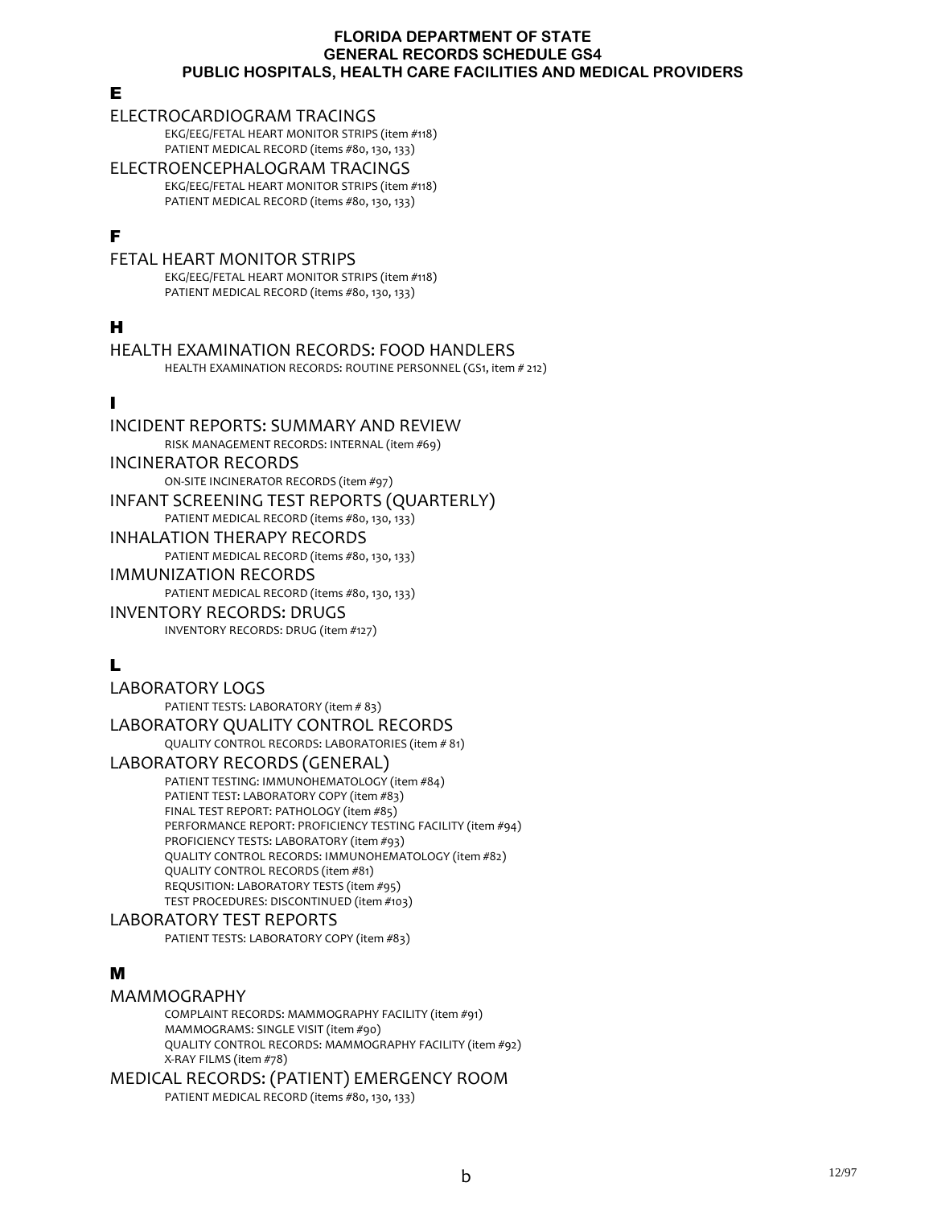## E

### ELECTROCARDIOGRAM TRACINGS

EKG/EEG/FETAL HEART MONITOR STRIPS (item #118)
PATIENT MEDICAL RECORD (items #80, 130, 133)

### ELECTROENCEPHALOGRAM TRACINGS

EKG/EEG/FETAL HEART MONITOR STRIPS (item #118)
PATIENT MEDICAL RECORD (items #80, 130, 133)

## F

### FETAL HEART MONITOR STRIPS

EKG/EEG/FETAL HEART MONITOR STRIPS (item #118)
PATIENT MEDICAL RECORD (items #80, 130, 133)

## H

### HEALTH EXAMINATION RECORDS: FOOD HANDLERS

HEALTH EXAMINATION RECORDS: ROUTINE PERSONNEL (GS1, item # 212)

## I

### INCIDENT REPORTS: SUMMARY AND REVIEW

RISK MANAGEMENT RECORDS: INTERNAL (item #69)

### INCINERATOR RECORDS

ON-SITE INCINERATOR RECORDS (item #97)

### INFANT SCREENING TEST REPORTS (QUARTERLY)

PATIENT MEDICAL RECORD (items #80, 130, 133)

### INHALATION THERAPY RECORDS

PATIENT MEDICAL RECORD (items #80, 130, 133)

### IMMUNIZATION RECORDS

PATIENT MEDICAL RECORD (items #80, 130, 133)

### INVENTORY RECORDS: DRUGS

INVENTORY RECORDS: DRUG (item #127)

## L

### LABORATORY LOGS

PATIENT TESTS: LABORATORY (item # 83)

### LABORATORY QUALITY CONTROL RECORDS

QUALITY CONTROL RECORDS: LABORATORIES (item # 81)

### LABORATORY RECORDS (GENERAL)

PATIENT TESTING: IMMUNOHEMATOLOGY (item #84)
PATIENT TEST: LABORATORY COPY (item #83)
FINAL TEST REPORT: PATHOLOGY (item #85)
PERFORMANCE REPORT: PROFICIENCY TESTING FACILITY (item #94)
PROFICIENCY TESTS: LABORATORY (item #93)
QUALITY CONTROL RECORDS: IMMUNOHEMATOLOGY (item #82)
QUALITY CONTROL RECORDS (item #81)
REQUSITION: LABORATORY TESTS (item #95)
TEST PROCEDURES: DISCONTINUED (item #103)

### LABORATORY TEST REPORTS

PATIENT TESTS: LABORATORY COPY (item #83)

## M

### MAMMOGRAPHY

COMPLAINT RECORDS: MAMMOGRAPHY FACILITY (item #91)
MAMMOGRAMS: SINGLE VISIT (item #90)
QUALITY CONTROL RECORDS: MAMMOGRAPHY FACILITY (item #92)
X-RAY FILMS (item #78)

### MEDICAL RECORDS: (PATIENT) EMERGENCY ROOM

PATIENT MEDICAL RECORD (items #80, 130, 133)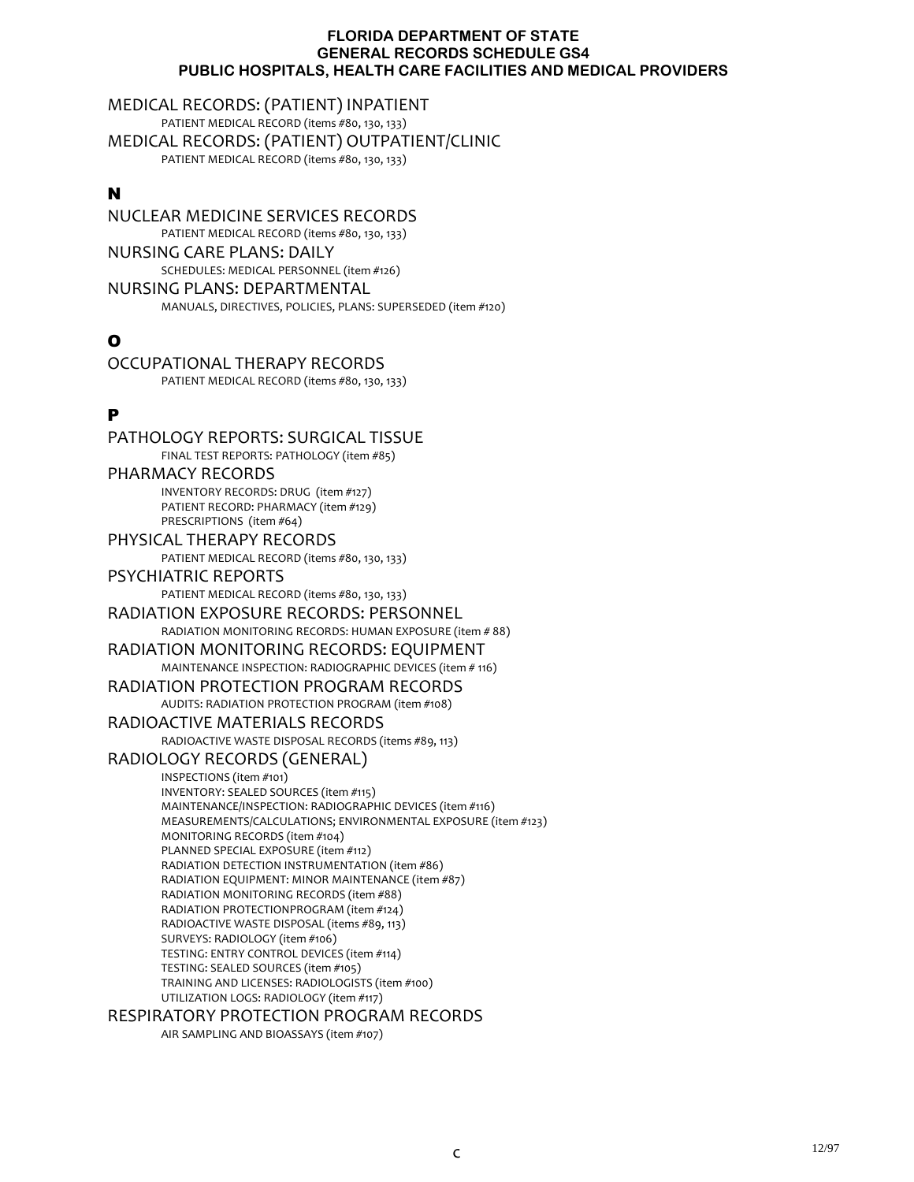MEDICAL RECORDS: (PATIENT) INPATIENT

PATIENT MEDICAL RECORD (items #80, 130, 133)

MEDICAL RECORDS: (PATIENT) OUTPATIENT/CLINIC

PATIENT MEDICAL RECORD (items #80, 130, 133)

## N

NUCLEAR MEDICINE SERVICES RECORDS

PATIENT MEDICAL RECORD (items #80, 130, 133)

NURSING CARE PLANS: DAILY

SCHEDULES: MEDICAL PERSONNEL (item #126)

NURSING PLANS: DEPARTMENTAL

MANUALS, DIRECTIVES, POLICIES, PLANS: SUPERSEDED (item #120)

## O

OCCUPATIONAL THERAPY RECORDS

PATIENT MEDICAL RECORD (items #80, 130, 133)

## P

PATHOLOGY REPORTS: SURGICAL TISSUE

FINAL TEST REPORTS: PATHOLOGY (item #85)

PHARMACY RECORDS

INVENTORY RECORDS: DRUG (item #127)
PATIENT RECORD: PHARMACY (item #129)
PRESCRIPTIONS (item #64)

PHYSICAL THERAPY RECORDS

PATIENT MEDICAL RECORD (items #80, 130, 133)

PSYCHIATRIC REPORTS

PATIENT MEDICAL RECORD (items #80, 130, 133)

RADIATION EXPOSURE RECORDS: PERSONNEL

RADIATION MONITORING RECORDS: HUMAN EXPOSURE (item # 88)

RADIATION MONITORING RECORDS: EQUIPMENT

MAINTENANCE INSPECTION: RADIOGRAPHIC DEVICES (item # 116)

RADIATION PROTECTION PROGRAM RECORDS

AUDITS: RADIATION PROTECTION PROGRAM (item #108)

RADIOACTIVE MATERIALS RECORDS

RADIOACTIVE WASTE DISPOSAL RECORDS (items #89, 113)

RADIOLOGY RECORDS (GENERAL)

INSPECTIONS (item #101)
INVENTORY: SEALED SOURCES (item #115)
MAINTENANCE/INSPECTION: RADIOGRAPHIC DEVICES (item #116)
MEASUREMENTS/CALCULATIONS; ENVIRONMENTAL EXPOSURE (item #123)
MONITORING RECORDS (item #104)
PLANNED SPECIAL EXPOSURE (item #112)
RADIATION DETECTION INSTRUMENTATION (item #86)
RADIATION EQUIPMENT: MINOR MAINTENANCE (item #87)
RADIATION MONITORING RECORDS (item #88)
RADIATION PROTECTIONPROGRAM (item #124)
RADIOACTIVE WASTE DISPOSAL (items #89, 113)
SURVEYS: RADIOLOGY (item #106)
TESTING: ENTRY CONTROL DEVICES (item #114)
TESTING: SEALED SOURCES (item #105)
TRAINING AND LICENSES: RADIOLOGISTS (item #100)
UTILIZATION LOGS: RADIOLOGY (item #117)

RESPIRATORY PROTECTION PROGRAM RECORDS

AIR SAMPLING AND BIOASSAYS (item #107)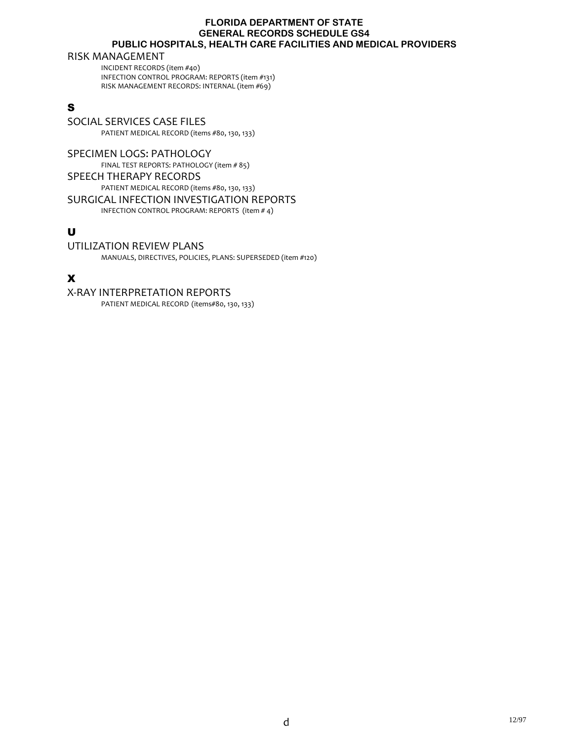RISK MANAGEMENT

INCIDENT RECORDS (item #40)
INFECTION CONTROL PROGRAM: REPORTS (item #131)
RISK MANAGEMENT RECORDS: INTERNAL (item #69)

## S

SOCIAL SERVICES CASE FILES

PATIENT MEDICAL RECORD (items #80, 130, 133)

SPECIMEN LOGS: PATHOLOGY

FINAL TEST REPORTS: PATHOLOGY (item # 85)

SPEECH THERAPY RECORDS

PATIENT MEDICAL RECORD (items #80, 130, 133)

SURGICAL INFECTION INVESTIGATION REPORTS

INFECTION CONTROL PROGRAM: REPORTS (item # 4)

## U

UTILIZATION REVIEW PLANS

MANUALS, DIRECTIVES, POLICIES, PLANS: SUPERSEDED (item #120)

## X

X-RAY INTERPRETATION REPORTS

PATIENT MEDICAL RECORD (items#80, 130, 133)